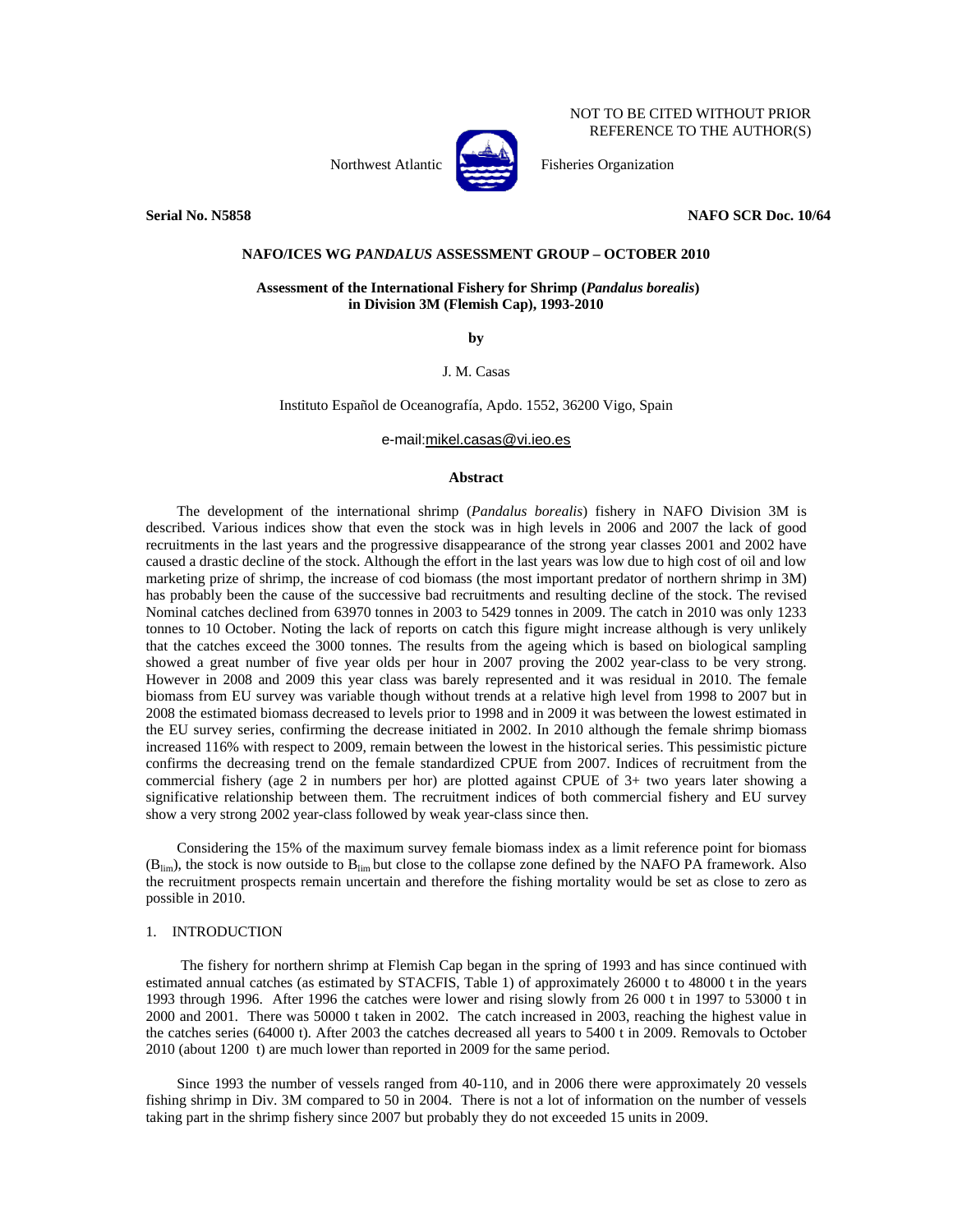NOT TO BE CITED WITHOUT PRIOR REFERENCE TO THE AUTHOR(S)

Northwest Atlantic Fisheries Organization

**Serial No. N5858** **NAFO SCR Doc. 10/64**

**NAFO/ICES WG *PANDALUS* ASSESSMENT GROUP – OCTOBER 2010**

**Assessment of the International Fishery for Shrimp (*Pandalus borealis*) in Division 3M (Flemish Cap), 1993-2010**

**by**

J. M. Casas

Instituto Español de Oceanografía, Apdo. 1552, 36200 Vigo, Spain

e-mail:mikel.casas@vi.ieo.es

**Abstract**

The development of the international shrimp (*Pandalus borealis*) fishery in NAFO Division 3M is described. Various indices show that even the stock was in high levels in 2006 and 2007 the lack of good recruitments in the last years and the progressive disappearance of the strong year classes 2001 and 2002 have caused a drastic decline of the stock. Although the effort in the last years was low due to high cost of oil and low marketing prize of shrimp, the increase of cod biomass (the most important predator of northern shrimp in 3M) has probably been the cause of the successive bad recruitments and resulting decline of the stock. The revised Nominal catches declined from 63970 tonnes in 2003 to 5429 tonnes in 2009. The catch in 2010 was only 1233 tonnes to 10 October. Noting the lack of reports on catch this figure might increase although is very unlikely that the catches exceed the 3000 tonnes. The results from the ageing which is based on biological sampling showed a great number of five year olds per hour in 2007 proving the 2002 year-class to be very strong. However in 2008 and 2009 this year class was barely represented and it was residual in 2010. The female biomass from EU survey was variable though without trends at a relative high level from 1998 to 2007 but in 2008 the estimated biomass decreased to levels prior to 1998 and in 2009 it was between the lowest estimated in the EU survey series, confirming the decrease initiated in 2002. In 2010 although the female shrimp biomass increased 116% with respect to 2009, remain between the lowest in the historical series. This pessimistic picture confirms the decreasing trend on the female standardized CPUE from 2007. Indices of recruitment from the commercial fishery (age 2 in numbers per hor) are plotted against CPUE of 3+ two years later showing a significative relationship between them. The recruitment indices of both commercial fishery and EU survey show a very strong 2002 year-class followed by weak year-class since then.

Considering the 15% of the maximum survey female biomass index as a limit reference point for biomass ($B_{lim}$), the stock is now outside to $B_{lim}$ but close to the collapse zone defined by the NAFO PA framework. Also the recruitment prospects remain uncertain and therefore the fishing mortality would be set as close to zero as possible in 2010.

## 1. INTRODUCTION

The fishery for northern shrimp at Flemish Cap began in the spring of 1993 and has since continued with estimated annual catches (as estimated by STACFIS, Table 1) of approximately 26000 t to 48000 t in the years 1993 through 1996. After 1996 the catches were lower and rising slowly from 26 000 t in 1997 to 53000 t in 2000 and 2001. There was 50000 t taken in 2002. The catch increased in 2003, reaching the highest value in the catches series (64000 t). After 2003 the catches decreased all years to 5400 t in 2009. Removals to October 2010 (about 1200 t) are much lower than reported in 2009 for the same period.

Since 1993 the number of vessels ranged from 40-110, and in 2006 there were approximately 20 vessels fishing shrimp in Div. 3M compared to 50 in 2004. There is not a lot of information on the number of vessels taking part in the shrimp fishery since 2007 but probably they do not exceeded 15 units in 2009.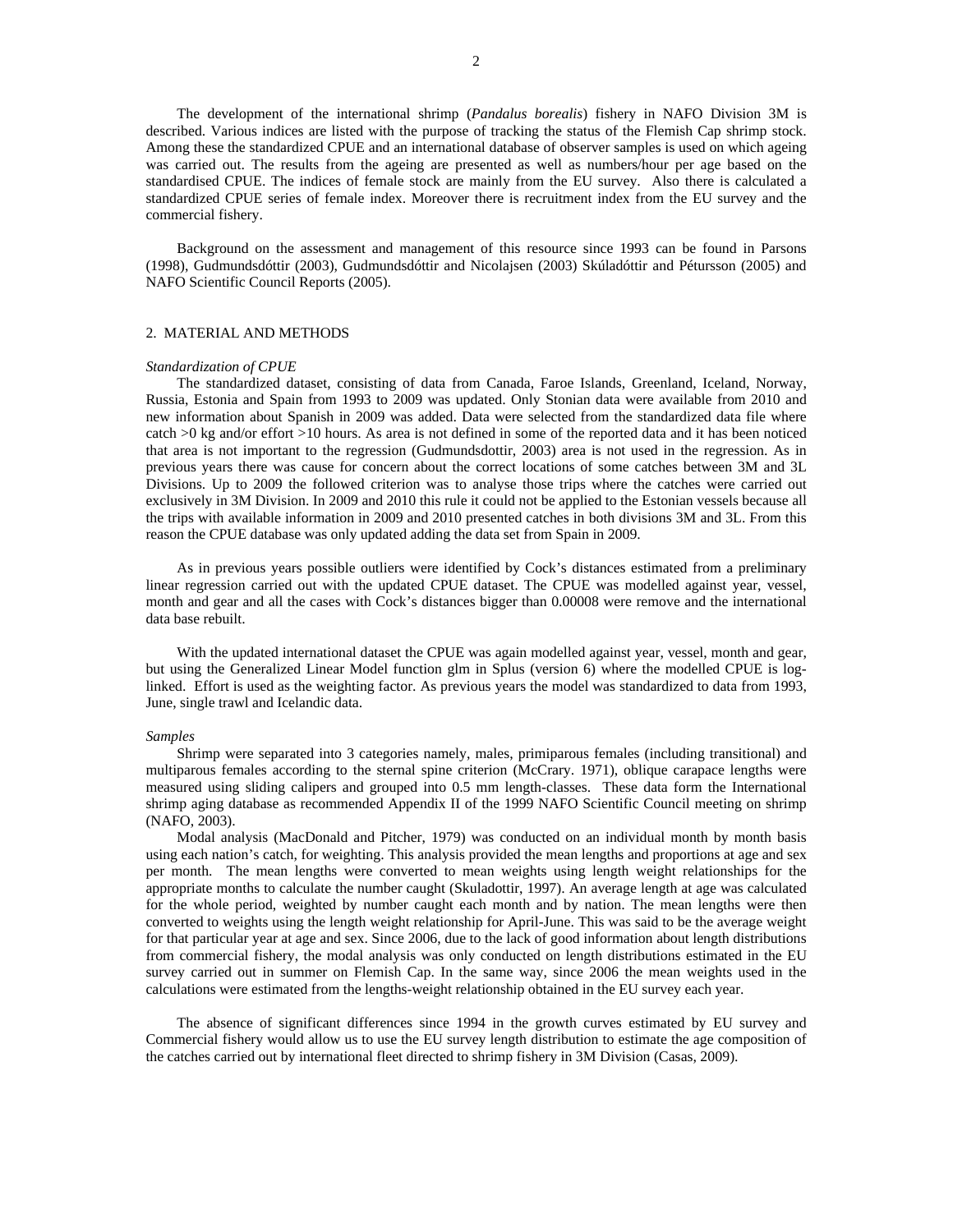The development of the international shrimp (*Pandalus borealis*) fishery in NAFO Division 3M is described. Various indices are listed with the purpose of tracking the status of the Flemish Cap shrimp stock. Among these the standardized CPUE and an international database of observer samples is used on which ageing was carried out. The results from the ageing are presented as well as numbers/hour per age based on the standardised CPUE. The indices of female stock are mainly from the EU survey. Also there is calculated a standardized CPUE series of female index. Moreover there is recruitment index from the EU survey and the commercial fishery.

Background on the assessment and management of this resource since 1993 can be found in Parsons (1998), Gudmundsdóttir (2003), Gudmundsdóttir and Nicolajsen (2003) Skúladóttir and Pétursson (2005) and NAFO Scientific Council Reports (2005).

## 2. MATERIAL AND METHODS

### *Standardization of CPUE*

The standardized dataset, consisting of data from Canada, Faroe Islands, Greenland, Iceland, Norway, Russia, Estonia and Spain from 1993 to 2009 was updated. Only Stonian data were available from 2010 and new information about Spanish in 2009 was added. Data were selected from the standardized data file where catch >0 kg and/or effort >10 hours. As area is not defined in some of the reported data and it has been noticed that area is not important to the regression (Gudmundsdottir, 2003) area is not used in the regression. As in previous years there was cause for concern about the correct locations of some catches between 3M and 3L Divisions. Up to 2009 the followed criterion was to analyse those trips where the catches were carried out exclusively in 3M Division. In 2009 and 2010 this rule it could not be applied to the Estonian vessels because all the trips with available information in 2009 and 2010 presented catches in both divisions 3M and 3L. From this reason the CPUE database was only updated adding the data set from Spain in 2009.

As in previous years possible outliers were identified by Cock's distances estimated from a preliminary linear regression carried out with the updated CPUE dataset. The CPUE was modelled against year, vessel, month and gear and all the cases with Cock's distances bigger than 0.00008 were remove and the international data base rebuilt.

With the updated international dataset the CPUE was again modelled against year, vessel, month and gear, but using the Generalized Linear Model function glm in Splus (version 6) where the modelled CPUE is log-linked. Effort is used as the weighting factor. As previous years the model was standardized to data from 1993, June, single trawl and Icelandic data.

### *Samples*

Shrimp were separated into 3 categories namely, males, primiparous females (including transitional) and multiparous females according to the sternal spine criterion (McCrary. 1971), oblique carapace lengths were measured using sliding calipers and grouped into 0.5 mm length-classes. These data form the International shrimp aging database as recommended Appendix II of the 1999 NAFO Scientific Council meeting on shrimp (NAFO, 2003).

Modal analysis (MacDonald and Pitcher, 1979) was conducted on an individual month by month basis using each nation's catch, for weighting. This analysis provided the mean lengths and proportions at age and sex per month. The mean lengths were converted to mean weights using length weight relationships for the appropriate months to calculate the number caught (Skuladottir, 1997). An average length at age was calculated for the whole period, weighted by number caught each month and by nation. The mean lengths were then converted to weights using the length weight relationship for April-June. This was said to be the average weight for that particular year at age and sex. Since 2006, due to the lack of good information about length distributions from commercial fishery, the modal analysis was only conducted on length distributions estimated in the EU survey carried out in summer on Flemish Cap. In the same way, since 2006 the mean weights used in the calculations were estimated from the lengths-weight relationship obtained in the EU survey each year.

The absence of significant differences since 1994 in the growth curves estimated by EU survey and Commercial fishery would allow us to use the EU survey length distribution to estimate the age composition of the catches carried out by international fleet directed to shrimp fishery in 3M Division (Casas, 2009).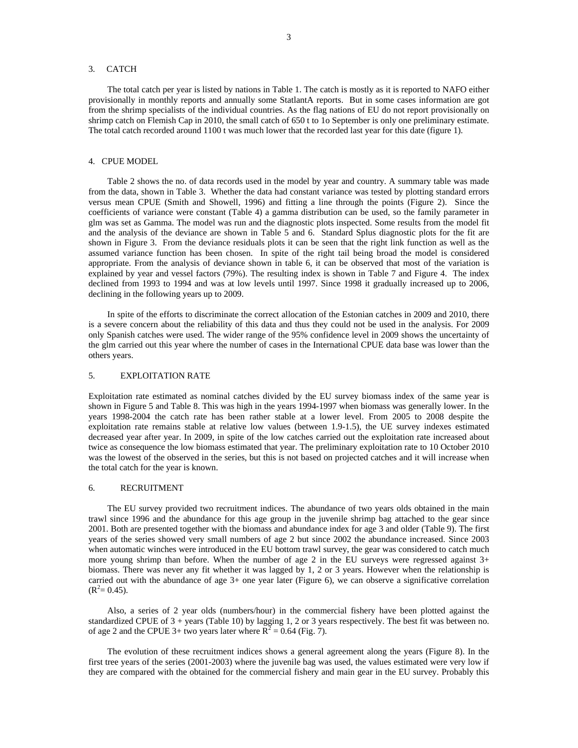## 3. CATCH

The total catch per year is listed by nations in Table 1. The catch is mostly as it is reported to NAFO either provisionally in monthly reports and annually some StatlantA reports. But in some cases information are got from the shrimp specialists of the individual countries. As the flag nations of EU do not report provisionally on shrimp catch on Flemish Cap in 2010, the small catch of 650 t to 1o September is only one preliminary estimate. The total catch recorded around 1100 t was much lower that the recorded last year for this date (figure 1).

## 4. CPUE MODEL

Table 2 shows the no. of data records used in the model by year and country. A summary table was made from the data, shown in Table 3. Whether the data had constant variance was tested by plotting standard errors versus mean CPUE (Smith and Showell, 1996) and fitting a line through the points (Figure 2). Since the coefficients of variance were constant (Table 4) a gamma distribution can be used, so the family parameter in glm was set as Gamma. The model was run and the diagnostic plots inspected. Some results from the model fit and the analysis of the deviance are shown in Table 5 and 6. Standard Splus diagnostic plots for the fit are shown in Figure 3. From the deviance residuals plots it can be seen that the right link function as well as the assumed variance function has been chosen. In spite of the right tail being broad the model is considered appropriate. From the analysis of deviance shown in table 6, it can be observed that most of the variation is explained by year and vessel factors (79%). The resulting index is shown in Table 7 and Figure 4. The index declined from 1993 to 1994 and was at low levels until 1997. Since 1998 it gradually increased up to 2006, declining in the following years up to 2009.

In spite of the efforts to discriminate the correct allocation of the Estonian catches in 2009 and 2010, there is a severe concern about the reliability of this data and thus they could not be used in the analysis. For 2009 only Spanish catches were used. The wider range of the 95% confidence level in 2009 shows the uncertainty of the glm carried out this year where the number of cases in the International CPUE data base was lower than the others years.

## 5. EXPLOITATION RATE

Exploitation rate estimated as nominal catches divided by the EU survey biomass index of the same year is shown in Figure 5 and Table 8. This was high in the years 1994-1997 when biomass was generally lower. In the years 1998-2004 the catch rate has been rather stable at a lower level. From 2005 to 2008 despite the exploitation rate remains stable at relative low values (between 1.9-1.5), the UE survey indexes estimated decreased year after year. In 2009, in spite of the low catches carried out the exploitation rate increased about twice as consequence the low biomass estimated that year. The preliminary exploitation rate to 10 October 2010 was the lowest of the observed in the series, but this is not based on projected catches and it will increase when the total catch for the year is known.

## 6. RECRUITMENT

The EU survey provided two recruitment indices. The abundance of two years olds obtained in the main trawl since 1996 and the abundance for this age group in the juvenile shrimp bag attached to the gear since 2001. Both are presented together with the biomass and abundance index for age 3 and older (Table 9). The first years of the series showed very small numbers of age 2 but since 2002 the abundance increased. Since 2003 when automatic winches were introduced in the EU bottom trawl survey, the gear was considered to catch much more young shrimp than before. When the number of age 2 in the EU surveys were regressed against 3+ biomass. There was never any fit whether it was lagged by 1, 2 or 3 years. However when the relationship is carried out with the abundance of age 3+ one year later (Figure 6), we can observe a significative correlation ($R^2$= 0.45).

Also, a series of 2 year olds (numbers/hour) in the commercial fishery have been plotted against the standardized CPUE of 3 + years (Table 10) by lagging 1, 2 or 3 years respectively. The best fit was between no. of age 2 and the CPUE 3+ two years later where $R^2$ = 0.64 (Fig. 7).

The evolution of these recruitment indices shows a general agreement along the years (Figure 8). In the first tree years of the series (2001-2003) where the juvenile bag was used, the values estimated were very low if they are compared with the obtained for the commercial fishery and main gear in the EU survey. Probably this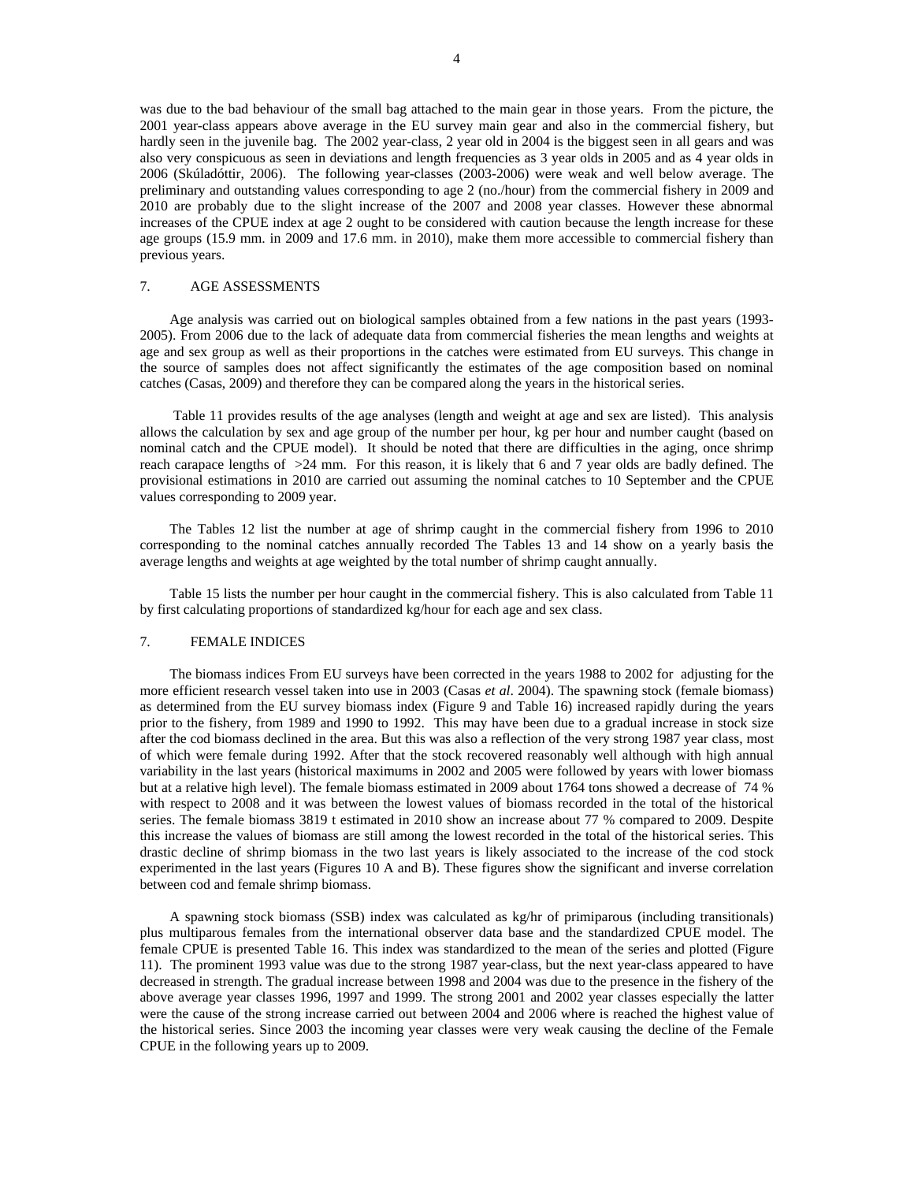was due to the bad behaviour of the small bag attached to the main gear in those years. From the picture, the 2001 year-class appears above average in the EU survey main gear and also in the commercial fishery, but hardly seen in the juvenile bag. The 2002 year-class, 2 year old in 2004 is the biggest seen in all gears and was also very conspicuous as seen in deviations and length frequencies as 3 year olds in 2005 and as 4 year olds in 2006 (Skúladóttir, 2006). The following year-classes (2003-2006) were weak and well below average. The preliminary and outstanding values corresponding to age 2 (no./hour) from the commercial fishery in 2009 and 2010 are probably due to the slight increase of the 2007 and 2008 year classes. However these abnormal increases of the CPUE index at age 2 ought to be considered with caution because the length increase for these age groups (15.9 mm. in 2009 and 17.6 mm. in 2010), make them more accessible to commercial fishery than previous years.

## 7. AGE ASSESSMENTS

Age analysis was carried out on biological samples obtained from a few nations in the past years (1993-2005). From 2006 due to the lack of adequate data from commercial fisheries the mean lengths and weights at age and sex group as well as their proportions in the catches were estimated from EU surveys. This change in the source of samples does not affect significantly the estimates of the age composition based on nominal catches (Casas, 2009) and therefore they can be compared along the years in the historical series.

Table 11 provides results of the age analyses (length and weight at age and sex are listed). This analysis allows the calculation by sex and age group of the number per hour, kg per hour and number caught (based on nominal catch and the CPUE model). It should be noted that there are difficulties in the aging, once shrimp reach carapace lengths of >24 mm. For this reason, it is likely that 6 and 7 year olds are badly defined. The provisional estimations in 2010 are carried out assuming the nominal catches to 10 September and the CPUE values corresponding to 2009 year.

The Tables 12 list the number at age of shrimp caught in the commercial fishery from 1996 to 2010 corresponding to the nominal catches annually recorded The Tables 13 and 14 show on a yearly basis the average lengths and weights at age weighted by the total number of shrimp caught annually.

Table 15 lists the number per hour caught in the commercial fishery. This is also calculated from Table 11 by first calculating proportions of standardized kg/hour for each age and sex class.

## 7. FEMALE INDICES

The biomass indices From EU surveys have been corrected in the years 1988 to 2002 for adjusting for the more efficient research vessel taken into use in 2003 (Casas *et al*. 2004). The spawning stock (female biomass) as determined from the EU survey biomass index (Figure 9 and Table 16) increased rapidly during the years prior to the fishery, from 1989 and 1990 to 1992. This may have been due to a gradual increase in stock size after the cod biomass declined in the area. But this was also a reflection of the very strong 1987 year class, most of which were female during 1992. After that the stock recovered reasonably well although with high annual variability in the last years (historical maximums in 2002 and 2005 were followed by years with lower biomass but at a relative high level). The female biomass estimated in 2009 about 1764 tons showed a decrease of 74 % with respect to 2008 and it was between the lowest values of biomass recorded in the total of the historical series. The female biomass 3819 t estimated in 2010 show an increase about 77 % compared to 2009. Despite this increase the values of biomass are still among the lowest recorded in the total of the historical series. This drastic decline of shrimp biomass in the two last years is likely associated to the increase of the cod stock experimented in the last years (Figures 10 A and B). These figures show the significant and inverse correlation between cod and female shrimp biomass.

A spawning stock biomass (SSB) index was calculated as kg/hr of primiparous (including transitionals) plus multiparous females from the international observer data base and the standardized CPUE model. The female CPUE is presented Table 16. This index was standardized to the mean of the series and plotted (Figure 11). The prominent 1993 value was due to the strong 1987 year-class, but the next year-class appeared to have decreased in strength. The gradual increase between 1998 and 2004 was due to the presence in the fishery of the above average year classes 1996, 1997 and 1999. The strong 2001 and 2002 year classes especially the latter were the cause of the strong increase carried out between 2004 and 2006 where is reached the highest value of the historical series. Since 2003 the incoming year classes were very weak causing the decline of the Female CPUE in the following years up to 2009.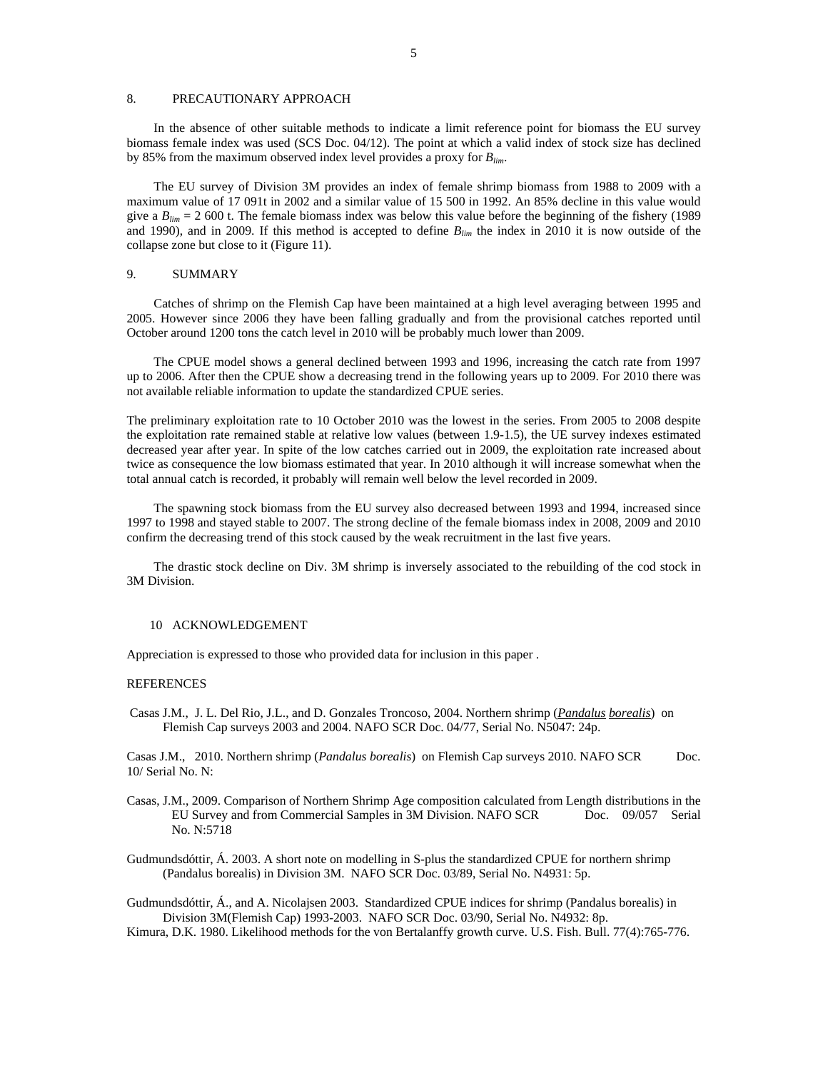## 8. PRECAUTIONARY APPROACH

In the absence of other suitable methods to indicate a limit reference point for biomass the EU survey biomass female index was used (SCS Doc. 04/12). The point at which a valid index of stock size has declined by 85% from the maximum observed index level provides a proxy for $B_{lim}$.

The EU survey of Division 3M provides an index of female shrimp biomass from 1988 to 2009 with a maximum value of 17 091t in 2002 and a similar value of 15 500 in 1992. An 85% decline in this value would give a $B_{lim}$ = 2 600 t. The female biomass index was below this value before the beginning of the fishery (1989 and 1990), and in 2009. If this method is accepted to define $B_{lim}$ the index in 2010 it is now outside of the collapse zone but close to it (Figure 11).

## 9. SUMMARY

Catches of shrimp on the Flemish Cap have been maintained at a high level averaging between 1995 and 2005. However since 2006 they have been falling gradually and from the provisional catches reported until October around 1200 tons the catch level in 2010 will be probably much lower than 2009.

The CPUE model shows a general declined between 1993 and 1996, increasing the catch rate from 1997 up to 2006. After then the CPUE show a decreasing trend in the following years up to 2009. For 2010 there was not available reliable information to update the standardized CPUE series.

The preliminary exploitation rate to 10 October 2010 was the lowest in the series. From 2005 to 2008 despite the exploitation rate remained stable at relative low values (between 1.9-1.5), the UE survey indexes estimated decreased year after year. In spite of the low catches carried out in 2009, the exploitation rate increased about twice as consequence the low biomass estimated that year. In 2010 although it will increase somewhat when the total annual catch is recorded, it probably will remain well below the level recorded in 2009.

The spawning stock biomass from the EU survey also decreased between 1993 and 1994, increased since 1997 to 1998 and stayed stable to 2007. The strong decline of the female biomass index in 2008, 2009 and 2010 confirm the decreasing trend of this stock caused by the weak recruitment in the last five years.

The drastic stock decline on Div. 3M shrimp is inversely associated to the rebuilding of the cod stock in 3M Division.

## 10 ACKNOWLEDGEMENT

Appreciation is expressed to those who provided data for inclusion in this paper .

## REFERENCES

Casas J.M., J. L. Del Rio, J.L., and D. Gonzales Troncoso, 2004. Northern shrimp (*Pandalus borealis*) on Flemish Cap surveys 2003 and 2004. NAFO SCR Doc. 04/77, Serial No. N5047: 24p.

Casas J.M., 2010. Northern shrimp (*Pandalus borealis*) on Flemish Cap surveys 2010. NAFO SCR Doc. 10/ Serial No. N:

Casas, J.M., 2009. Comparison of Northern Shrimp Age composition calculated from Length distributions in the EU Survey and from Commercial Samples in 3M Division. NAFO SCR Doc. 09/057 Serial No. N:5718

Gudmundsdóttir, Á. 2003. A short note on modelling in S-plus the standardized CPUE for northern shrimp (Pandalus borealis) in Division 3M. NAFO SCR Doc. 03/89, Serial No. N4931: 5p.

Gudmundsdóttir, Á., and A. Nicolajsen 2003. Standardized CPUE indices for shrimp (Pandalus borealis) in Division 3M(Flemish Cap) 1993-2003. NAFO SCR Doc. 03/90, Serial No. N4932: 8p.

Kimura, D.K. 1980. Likelihood methods for the von Bertalanffy growth curve. U.S. Fish. Bull. 77(4):765-776.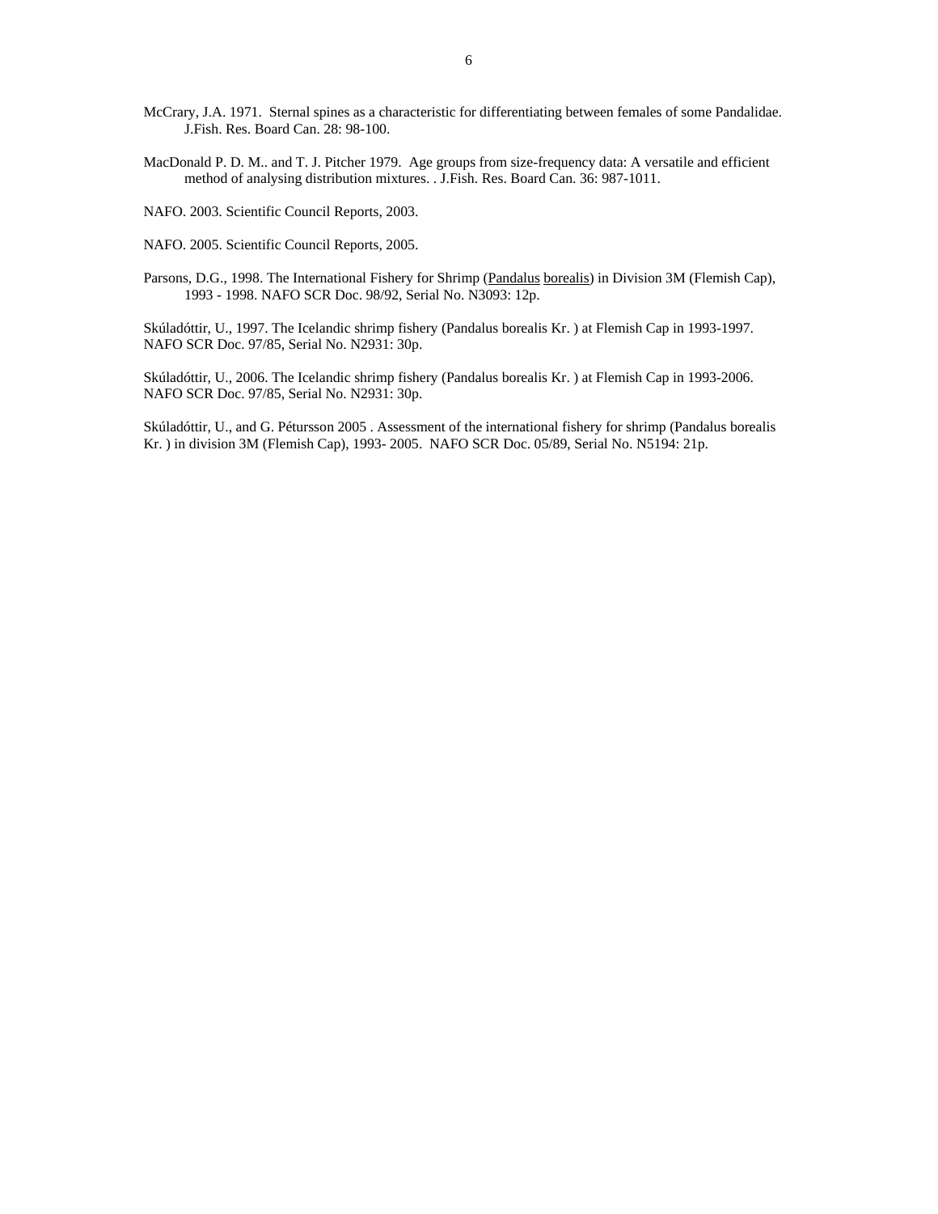McCrary, J.A. 1971. Sternal spines as a characteristic for differentiating between females of some Pandalidae. J.Fish. Res. Board Can. 28: 98-100.

MacDonald P. D. M.. and T. J. Pitcher 1979. Age groups from size-frequency data: A versatile and efficient method of analysing distribution mixtures. . J.Fish. Res. Board Can. 36: 987-1011.

NAFO. 2003. Scientific Council Reports, 2003.

NAFO. 2005. Scientific Council Reports, 2005.

Parsons, D.G., 1998. The International Fishery for Shrimp (Pandalus borealis) in Division 3M (Flemish Cap), 1993 - 1998. NAFO SCR Doc. 98/92, Serial No. N3093: 12p.

Skúladóttir, U., 1997. The Icelandic shrimp fishery (Pandalus borealis Kr. ) at Flemish Cap in 1993-1997. NAFO SCR Doc. 97/85, Serial No. N2931: 30p.

Skúladóttir, U., 2006. The Icelandic shrimp fishery (Pandalus borealis Kr. ) at Flemish Cap in 1993-2006. NAFO SCR Doc. 97/85, Serial No. N2931: 30p.

Skúladóttir, U., and G. Pétursson 2005 . Assessment of the international fishery for shrimp (Pandalus borealis Kr. ) in division 3M (Flemish Cap), 1993- 2005. NAFO SCR Doc. 05/89, Serial No. N5194: 21p.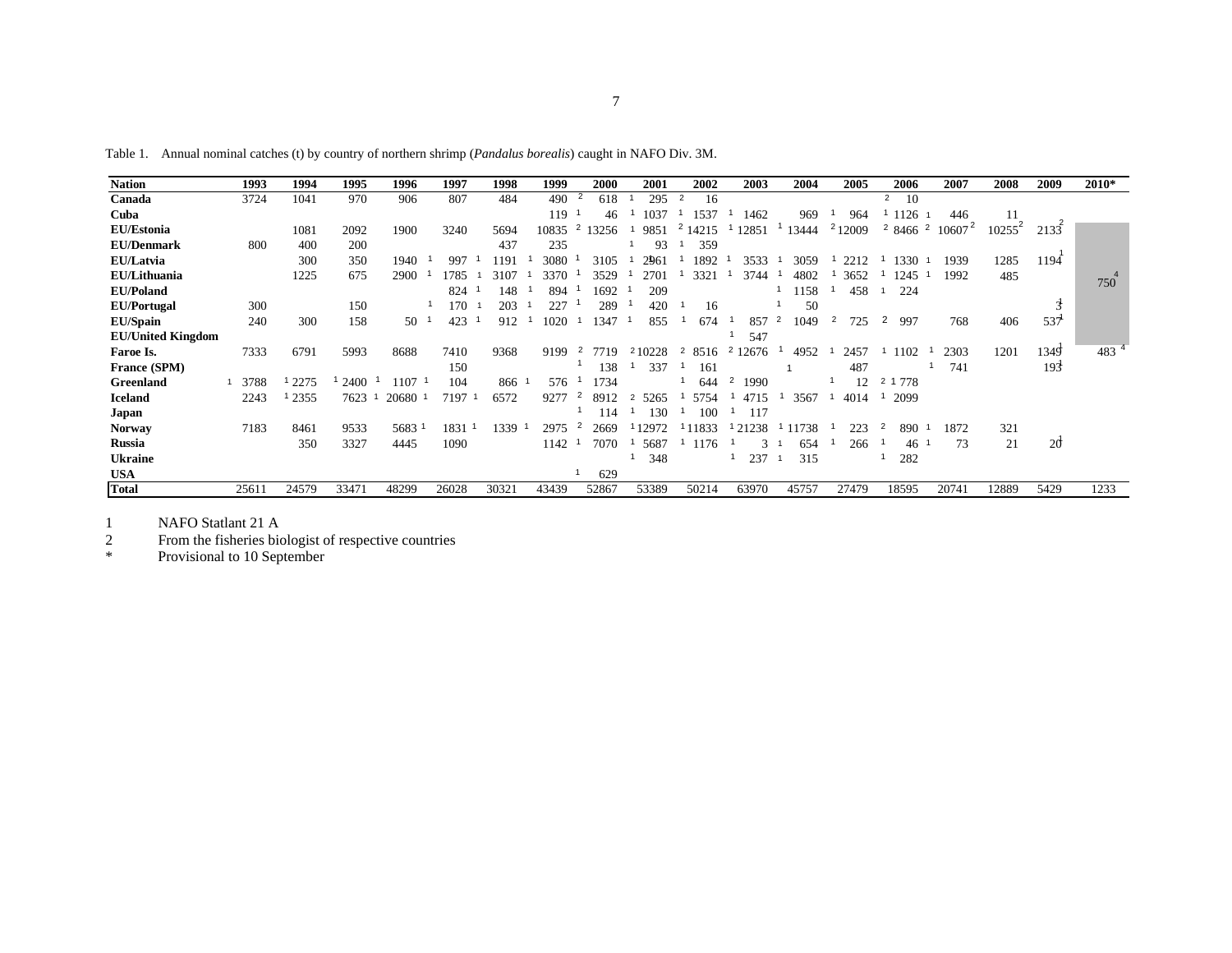Table 1. Annual nominal catches (t) by country of northern shrimp (*Pandalus borealis*) caught in NAFO Div. 3M.

| Nation | 1993 | 1994 | 1995 | 1996 | 1997 | 1998 | 1999 | 2000 | 2001 | 2002 | 2003 | 2004 | 2005 | 2006 | 2007 | 2008 | 2009 | 2010* |
|---|---|---|---|---|---|---|---|---|---|---|---|---|---|---|---|---|---|---|
| **Canada** | 3724 | 1041 | 970 | 906 | 807 | 484 | 490 | [2] 618 | [1] 295 | [2] 16 | | | | [2] 10 | | | | |
| **Cuba** | | | | | | | 119 | [1] 46 | [1] 1037 | [1] 1537 | [1] 1462 | 969 | [1] 964 | [1] 1126 | [1] 446 | 11 | | |
| **EU/Estonia** | | 1081 | 2092 | 1900 | 3240 | 5694 | 10835 | [2] 13256 | [1] 9851 | [2] 14215 | [1] 12851 | [1] 13444 | [2] 12009 | [2] 8466 | [2] 10607[2] | 10255[2] | 2133[2] | |
| **EU/Denmark** | 800 | 400 | 200 | | | 437 | 235 | | [1] 93 | [1] 359 | | | | | | | | |
| **EU/Latvia** | | 300 | 350 | 1940 | [1] 997 | [1] 1191 | [1] 3080 | [1] 3105 | [1] 2961 | [1] 1892 | [1] 3533 | [1] 3059 | [1] 2212 | [1] 1330 | [1] 1939 | 1285 | 1194[1] | |
| **EU/Lithuania** | | 1225 | 675 | 2900 | [1] 1785 | [1] 3107 | [1] 3370 | [1] 3529 | [1] 2701 | [1] 3321 | [1] 3744 | [1] 4802 | [1] 3652 | [1] 1245 | [1] 1992 | 485 | | 750[4] |
| **EU/Poland** | | | | | 824 | [1] 148 | [1] 894 | [1] 1692 | [1] 209 | | | [1] 1158 | [1] 458 | [1] 224 | | | | |
| **EU/Portugal** | 300 | | 150 | | [1] 170 | [1] 203 | [1] 227 | [1] 289 | [1] 420 | [1] 16 | | [1] 50 | | | | | 3[1] | |
| **EU/Spain** | 240 | 300 | 158 | 50 | [1] 423 | [1] 912 | [1] 1020 | [1] 1347 | [1] 855 | [1] 674 | [1] 857 | [2] 1049 | [2] 725 | [2] 997 | 768 | 406 | 537[1] | |
| **EU/United Kingdom** | | | | | | | | | | | [1] 547 | | | | | | | |
| **Faroe Is.** | 7333 | 6791 | 5993 | 8688 | 7410 | 9368 | 9199 | [2] 7719 | [2] 10228 | [2] 8516 | [2] 12676 | [1] 4952 | [1] 2457 | [1] 1102 | [1] 2303 | 1201 | 1349[1] | 483[4] |
| **France (SPM)** | | | | | 150 | | | [1] 138 | [1] 337 | [1] 161 | | | [1] 487 | | [1] 741 | | 193[1] | |
| **Greenland** | [1] 3788 | [1] 2275 | [1] 2400 | [1] 1107 | [1] 104 | 866 | [1] 576 | [1] 1734 | | [1] 644 | [2] 1990 | | [1] 12 | [2] 1 778 | | | | |
| **Iceland** | 2243 | [1] 2355 | 7623 | [1] 20680 | [1] 7197 | [1] 6572 | 9277 | [2] 8912 | [2] 5265 | [1] 5754 | [1] 4715 | [1] 3567 | [1] 4014 | [1] 2099 | | | | |
| **Japan** | | | | | | | | [1] 114 | [1] 130 | [1] 100 | [1] 117 | | | | | | | |
| **Norway** | 7183 | 8461 | 9533 | 5683 | [1] 1831 | [1] 1339 | [1] 2975 | [2] 2669 | [1] 12972 | [1] 11833 | [1] 21238 | [1] 11738 | [1] 223 | [2] 890 | [1] 1872 | 321 | | |
| **Russia** | | 350 | 3327 | 4445 | 1090 | | 1142 | [1] 7070 | [1] 5687 | [1] 1176 | [1] 3 | [1] 654 | [1] 266 | [1] 46 | [1] 73 | 21 | 20[1] | |
| **Ukraine** | | | | | | | | | [1] 348 | | [1] 237 | [1] 315 | | [1] 282 | | | | |
| **USA** | | | | | | | | [1] 629 | | | | | | | | | | |
| **Total** | 25611 | 24579 | 33471 | 48299 | 26028 | 30321 | 43439 | 52867 | 53389 | 50214 | 63970 | 45757 | 27479 | 18595 | 20741 | 12889 | 5429 | 1233 |

1 NAFO Statlant 21 A
2 From the fisheries biologist of respective countries
* Provisional to 10 September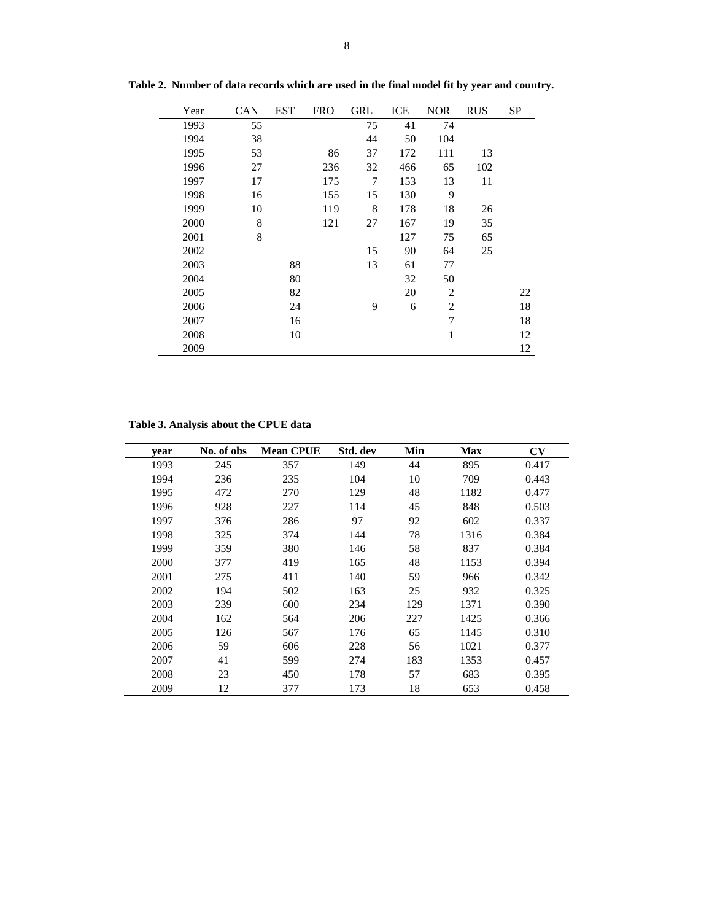**Table 2. Number of data records which are used in the final model fit by year and country.**

| Year | CAN | EST | FRO | GRL | ICE | NOR | RUS | SP |
|---|---|---|---|---|---|---|---|---|
| 1993 | 55 | | | 75 | 41 | 74 | | |
| 1994 | 38 | | | 44 | 50 | 104 | | |
| 1995 | 53 | | 86 | 37 | 172 | 111 | 13 | |
| 1996 | 27 | | 236 | 32 | 466 | 65 | 102 | |
| 1997 | 17 | | 175 | 7 | 153 | 13 | 11 | |
| 1998 | 16 | | 155 | 15 | 130 | 9 | | |
| 1999 | 10 | | 119 | 8 | 178 | 18 | 26 | |
| 2000 | 8 | | 121 | 27 | 167 | 19 | 35 | |
| 2001 | 8 | | | | 127 | 75 | 65 | |
| 2002 | | | | 15 | 90 | 64 | 25 | |
| 2003 | | 88 | | 13 | 61 | 77 | | |
| 2004 | | 80 | | | 32 | 50 | | |
| 2005 | | 82 | | | 20 | 2 | | 22 |
| 2006 | | 24 | | 9 | 6 | 2 | | 18 |
| 2007 | | 16 | | | | 7 | | 18 |
| 2008 | | 10 | | | | 1 | | 12 |
| 2009 | | | | | | | | 12 |

**Table 3. Analysis about the CPUE data**

| year | No. of obs | Mean CPUE | Std. dev | Min | Max | CV |
|---|---|---|---|---|---|---|
| 1993 | 245 | 357 | 149 | 44 | 895 | 0.417 |
| 1994 | 236 | 235 | 104 | 10 | 709 | 0.443 |
| 1995 | 472 | 270 | 129 | 48 | 1182 | 0.477 |
| 1996 | 928 | 227 | 114 | 45 | 848 | 0.503 |
| 1997 | 376 | 286 | 97 | 92 | 602 | 0.337 |
| 1998 | 325 | 374 | 144 | 78 | 1316 | 0.384 |
| 1999 | 359 | 380 | 146 | 58 | 837 | 0.384 |
| 2000 | 377 | 419 | 165 | 48 | 1153 | 0.394 |
| 2001 | 275 | 411 | 140 | 59 | 966 | 0.342 |
| 2002 | 194 | 502 | 163 | 25 | 932 | 0.325 |
| 2003 | 239 | 600 | 234 | 129 | 1371 | 0.390 |
| 2004 | 162 | 564 | 206 | 227 | 1425 | 0.366 |
| 2005 | 126 | 567 | 176 | 65 | 1145 | 0.310 |
| 2006 | 59 | 606 | 228 | 56 | 1021 | 0.377 |
| 2007 | 41 | 599 | 274 | 183 | 1353 | 0.457 |
| 2008 | 23 | 450 | 178 | 57 | 683 | 0.395 |
| 2009 | 12 | 377 | 173 | 18 | 653 | 0.458 |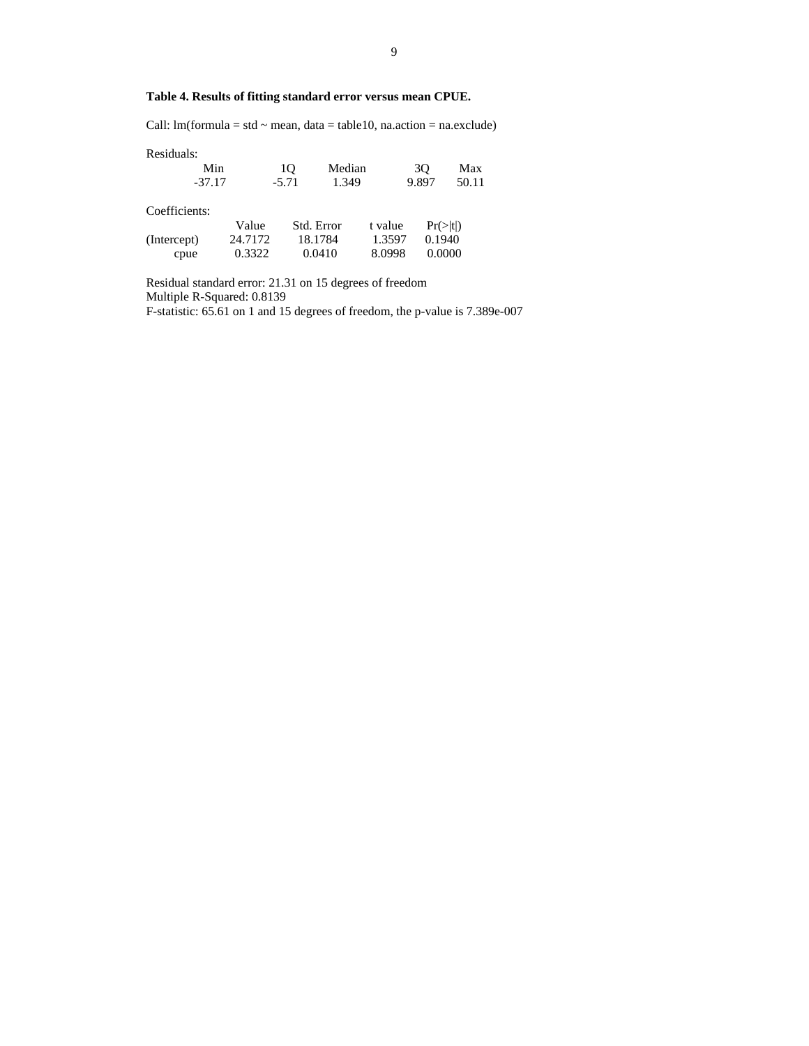**Table 4. Results of fitting standard error versus mean CPUE.**

Call: lm(formula = std ~ mean, data = table10, na.action = na.exclude)

Residuals:

| Min | 1Q | Median | 3Q | Max |
|---|---|---|---|---|
| -37.17 | -5.71 | 1.349 | 9.897 | 50.11 |

Coefficients:

| | Value | Std. Error | t value | Pr(>\|t\|) |
|---|---|---|---|---|
| (Intercept) | 24.7172 | 18.1784 | 1.3597 | 0.1940 |
| cpue | 0.3322 | 0.0410 | 8.0998 | 0.0000 |

Residual standard error: 21.31 on 15 degrees of freedom
Multiple R-Squared: 0.8139
F-statistic: 65.61 on 1 and 15 degrees of freedom, the p-value is 7.389e-007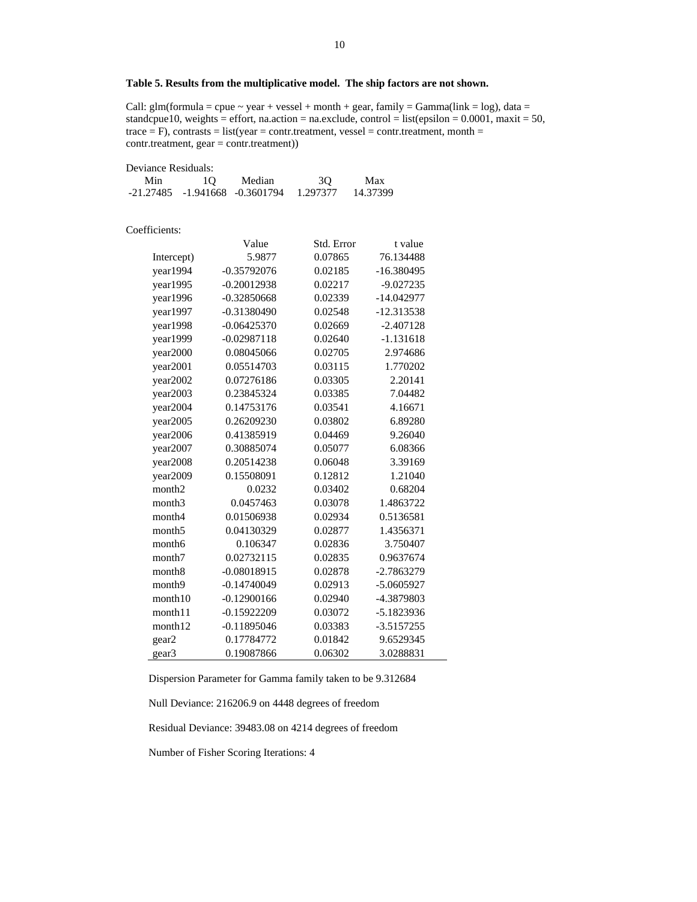**Table 5. Results from the multiplicative model. The ship factors are not shown.**

Call: glm(formula = cpue ~ year + vessel + month + gear, family = Gamma(link = log), data = standcpue10, weights = effort, na.action = na.exclude, control = list(epsilon = 0.0001, maxit = 50, trace = F), contrasts = list(year = contr.treatment, vessel = contr.treatment, month = contr.treatment, gear = contr.treatment))

Deviance Residuals:

| Min | 1Q | Median | 3Q | Max |
|---|---|---|---|---|
| -21.27485 | -1.941668 | -0.3601794 | 1.297377 | 14.37399 |

Coefficients:

| | Value | Std. Error | t value |
|---|---|---|---|
| Intercept) | 5.9877 | 0.07865 | 76.134488 |
| year1994 | -0.35792076 | 0.02185 | -16.380495 |
| year1995 | -0.20012938 | 0.02217 | -9.027235 |
| year1996 | -0.32850668 | 0.02339 | -14.042977 |
| year1997 | -0.31380490 | 0.02548 | -12.313538 |
| year1998 | -0.06425370 | 0.02669 | -2.407128 |
| year1999 | -0.02987118 | 0.02640 | -1.131618 |
| year2000 | 0.08045066 | 0.02705 | 2.974686 |
| year2001 | 0.05514703 | 0.03115 | 1.770202 |
| year2002 | 0.07276186 | 0.03305 | 2.20141 |
| year2003 | 0.23845324 | 0.03385 | 7.04482 |
| year2004 | 0.14753176 | 0.03541 | 4.16671 |
| year2005 | 0.26209230 | 0.03802 | 6.89280 |
| year2006 | 0.41385919 | 0.04469 | 9.26040 |
| year2007 | 0.30885074 | 0.05077 | 6.08366 |
| year2008 | 0.20514238 | 0.06048 | 3.39169 |
| year2009 | 0.15508091 | 0.12812 | 1.21040 |
| month2 | 0.0232 | 0.03402 | 0.68204 |
| month3 | 0.0457463 | 0.03078 | 1.4863722 |
| month4 | 0.01506938 | 0.02934 | 0.5136581 |
| month5 | 0.04130329 | 0.02877 | 1.4356371 |
| month6 | 0.106347 | 0.02836 | 3.750407 |
| month7 | 0.02732115 | 0.02835 | 0.9637674 |
| month8 | -0.08018915 | 0.02878 | -2.7863279 |
| month9 | -0.14740049 | 0.02913 | -5.0605927 |
| month10 | -0.12900166 | 0.02940 | -4.3879803 |
| month11 | -0.15922209 | 0.03072 | -5.1823936 |
| month12 | -0.11895046 | 0.03383 | -3.5157255 |
| gear2 | 0.17784772 | 0.01842 | 9.6529345 |
| gear3 | 0.19087866 | 0.06302 | 3.0288831 |

Dispersion Parameter for Gamma family taken to be 9.312684

Null Deviance: 216206.9 on 4448 degrees of freedom

Residual Deviance: 39483.08 on 4214 degrees of freedom

Number of Fisher Scoring Iterations: 4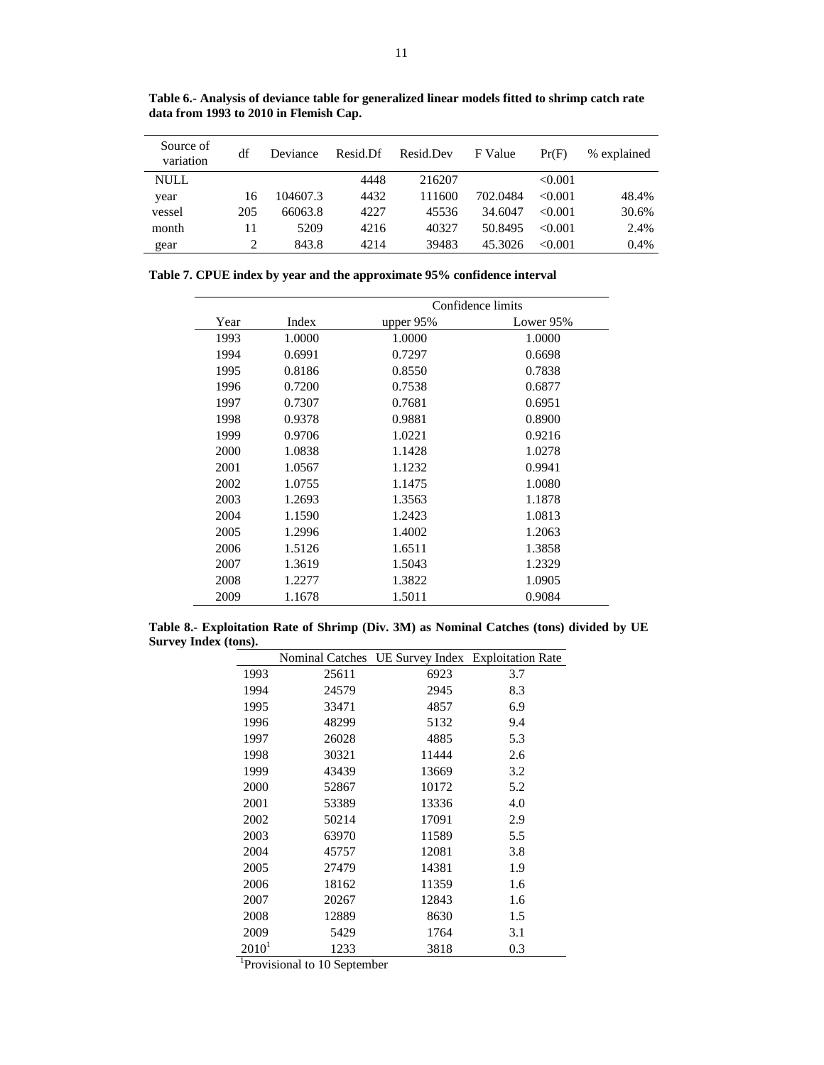**Table 6.- Analysis of deviance table for generalized linear models fitted to shrimp catch rate data from 1993 to 2010 in Flemish Cap.**

| Source of variation | df | Deviance | Resid.Df | Resid.Dev | F Value | Pr(F) | % explained |
|---|---|---|---|---|---|---|---|
| NULL | | | 4448 | 216207 | | <0.001 | |
| year | 16 | 104607.3 | 4432 | 111600 | 702.0484 | <0.001 | 48.4% |
| vessel | 205 | 66063.8 | 4227 | 45536 | 34.6047 | <0.001 | 30.6% |
| month | 11 | 5209 | 4216 | 40327 | 50.8495 | <0.001 | 2.4% |
| gear | 2 | 843.8 | 4214 | 39483 | 45.3026 | <0.001 | 0.4% |

**Table 7. CPUE index by year and the approximate 95% confidence interval**

| | | Confidence limits | |
|---|---|---|---|
| Year | Index | upper 95% | Lower 95% |
| 1993 | 1.0000 | 1.0000 | 1.0000 |
| 1994 | 0.6991 | 0.7297 | 0.6698 |
| 1995 | 0.8186 | 0.8550 | 0.7838 |
| 1996 | 0.7200 | 0.7538 | 0.6877 |
| 1997 | 0.7307 | 0.7681 | 0.6951 |
| 1998 | 0.9378 | 0.9881 | 0.8900 |
| 1999 | 0.9706 | 1.0221 | 0.9216 |
| 2000 | 1.0838 | 1.1428 | 1.0278 |
| 2001 | 1.0567 | 1.1232 | 0.9941 |
| 2002 | 1.0755 | 1.1475 | 1.0080 |
| 2003 | 1.2693 | 1.3563 | 1.1878 |
| 2004 | 1.1590 | 1.2423 | 1.0813 |
| 2005 | 1.2996 | 1.4002 | 1.2063 |
| 2006 | 1.5126 | 1.6511 | 1.3858 |
| 2007 | 1.3619 | 1.5043 | 1.2329 |
| 2008 | 1.2277 | 1.3822 | 1.0905 |
| 2009 | 1.1678 | 1.5011 | 0.9084 |

**Table 8.- Exploitation Rate of Shrimp (Div. 3M) as Nominal Catches (tons) divided by UE Survey Index (tons).**

| | Nominal Catches | UE Survey Index | Exploitation Rate |
|---|---|---|---|
| 1993 | 25611 | 6923 | 3.7 |
| 1994 | 24579 | 2945 | 8.3 |
| 1995 | 33471 | 4857 | 6.9 |
| 1996 | 48299 | 5132 | 9.4 |
| 1997 | 26028 | 4885 | 5.3 |
| 1998 | 30321 | 11444 | 2.6 |
| 1999 | 43439 | 13669 | 3.2 |
| 2000 | 52867 | 10172 | 5.2 |
| 2001 | 53389 | 13336 | 4.0 |
| 2002 | 50214 | 17091 | 2.9 |
| 2003 | 63970 | 11589 | 5.5 |
| 2004 | 45757 | 12081 | 3.8 |
| 2005 | 27479 | 14381 | 1.9 |
| 2006 | 18162 | 11359 | 1.6 |
| 2007 | 20267 | 12843 | 1.6 |
| 2008 | 12889 | 8630 | 1.5 |
| 2009 | 5429 | 1764 | 3.1 |
| 2010[1] | 1233 | 3818 | 0.3 |

[1]Provisional to 10 September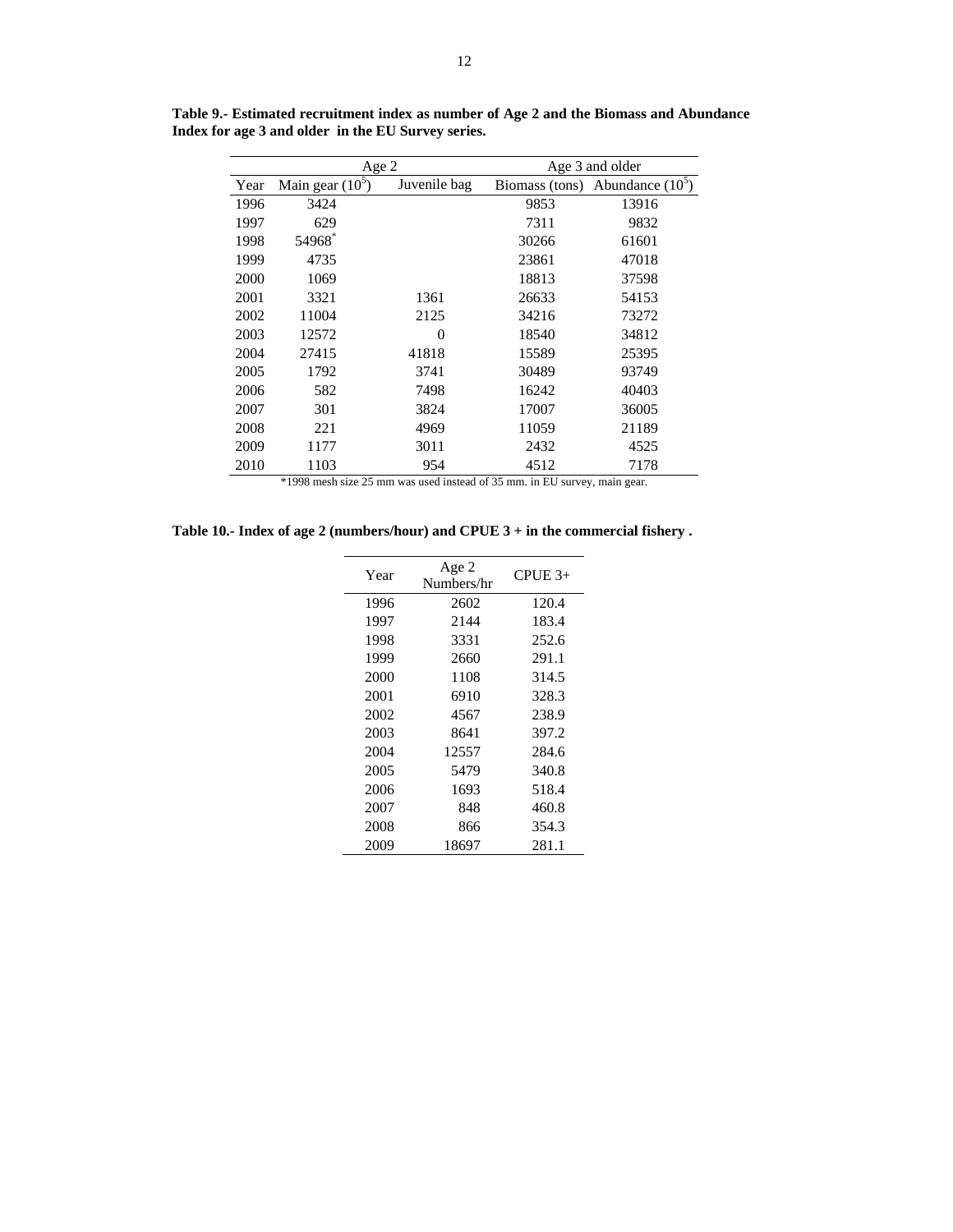**Table 9.- Estimated recruitment index as number of Age 2 and the Biomass and Abundance Index for age 3 and older in the EU Survey series.**

| | Age 2 | | Age 3 and older | |
|---|---|---|---|---|
| Year | Main gear ($10^5$) | Juvenile bag | Biomass (tons) | Abundance ($10^5$) |
| 1996 | 3424 | | 9853 | 13916 |
| 1997 | 629 | | 7311 | 9832 |
| 1998 | 54968* | | 30266 | 61601 |
| 1999 | 4735 | | 23861 | 47018 |
| 2000 | 1069 | | 18813 | 37598 |
| 2001 | 3321 | 1361 | 26633 | 54153 |
| 2002 | 11004 | 2125 | 34216 | 73272 |
| 2003 | 12572 | 0 | 18540 | 34812 |
| 2004 | 27415 | 41818 | 15589 | 25395 |
| 2005 | 1792 | 3741 | 30489 | 93749 |
| 2006 | 582 | 7498 | 16242 | 40403 |
| 2007 | 301 | 3824 | 17007 | 36005 |
| 2008 | 221 | 4969 | 11059 | 21189 |
| 2009 | 1177 | 3011 | 2432 | 4525 |
| 2010 | 1103 | 954 | 4512 | 7178 |

*1998 mesh size 25 mm was used instead of 35 mm. in EU survey, main gear.

**Table 10.- Index of age 2 (numbers/hour) and CPUE 3 + in the commercial fishery .**

| Year | Age 2 Numbers/hr | CPUE 3+ |
|---|---|---|
| 1996 | 2602 | 120.4 |
| 1997 | 2144 | 183.4 |
| 1998 | 3331 | 252.6 |
| 1999 | 2660 | 291.1 |
| 2000 | 1108 | 314.5 |
| 2001 | 6910 | 328.3 |
| 2002 | 4567 | 238.9 |
| 2003 | 8641 | 397.2 |
| 2004 | 12557 | 284.6 |
| 2005 | 5479 | 340.8 |
| 2006 | 1693 | 518.4 |
| 2007 | 848 | 460.8 |
| 2008 | 866 | 354.3 |
| 2009 | 18697 | 281.1 |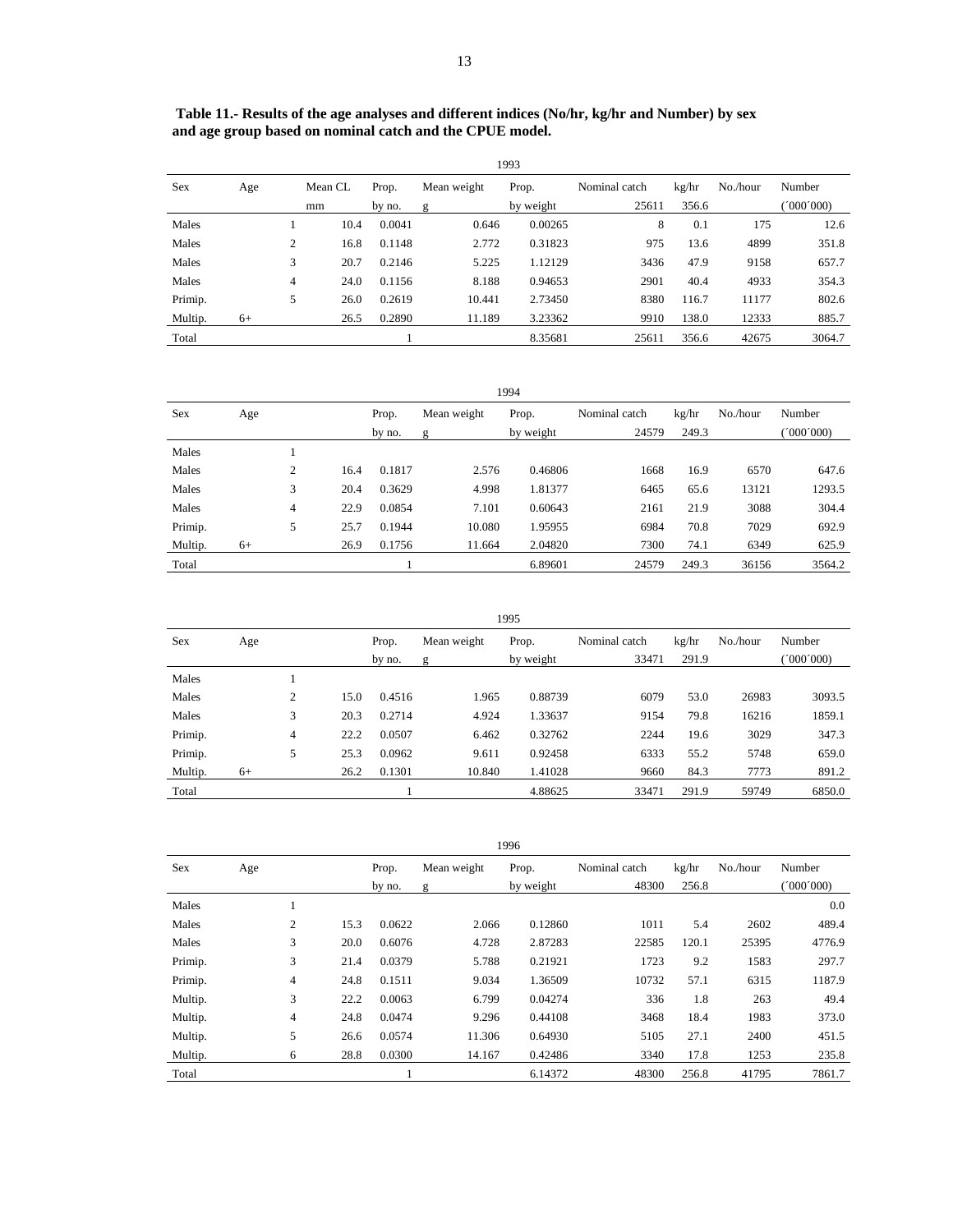**Table 11.- Results of the age analyses and different indices (No/hr, kg/hr and Number) by sex and age group based on nominal catch and the CPUE model.**

| 1993 | | | | | | | | | |
|---|---|---|---|---|---|---|---|---|---|
| Sex | Age | Mean CL mm | Prop. by no. | Mean weight g | Prop. by weight | Nominal catch 25611 | kg/hr 356.6 | No./hour | Number (´000´000) |
| Males | 1 | 10.4 | 0.0041 | 0.646 | 0.00265 | 8 | 0.1 | 175 | 12.6 |
| Males | 2 | 16.8 | 0.1148 | 2.772 | 0.31823 | 975 | 13.6 | 4899 | 351.8 |
| Males | 3 | 20.7 | 0.2146 | 5.225 | 1.12129 | 3436 | 47.9 | 9158 | 657.7 |
| Males | 4 | 24.0 | 0.1156 | 8.188 | 0.94653 | 2901 | 40.4 | 4933 | 354.3 |
| Primip. | 5 | 26.0 | 0.2619 | 10.441 | 2.73450 | 8380 | 116.7 | 11177 | 802.6 |
| Multip. | 6+ | 26.5 | 0.2890 | 11.189 | 3.23362 | 9910 | 138.0 | 12333 | 885.7 |
| Total | | | 1 | | 8.35681 | 25611 | 356.6 | 42675 | 3064.7 |

| 1994 | | | | | | | | | |
|---|---|---|---|---|---|---|---|---|---|
| Sex | Age | | Prop. by no. | Mean weight g | Prop. by weight | Nominal catch 24579 | kg/hr 249.3 | No./hour | Number (´000´000) |
| Males | 1 | | | | | | | | |
| Males | 2 | 16.4 | 0.1817 | 2.576 | 0.46806 | 1668 | 16.9 | 6570 | 647.6 |
| Males | 3 | 20.4 | 0.3629 | 4.998 | 1.81377 | 6465 | 65.6 | 13121 | 1293.5 |
| Males | 4 | 22.9 | 0.0854 | 7.101 | 0.60643 | 2161 | 21.9 | 3088 | 304.4 |
| Primip. | 5 | 25.7 | 0.1944 | 10.080 | 1.95955 | 6984 | 70.8 | 7029 | 692.9 |
| Multip. | 6+ | 26.9 | 0.1756 | 11.664 | 2.04820 | 7300 | 74.1 | 6349 | 625.9 |
| Total | | | 1 | | 6.89601 | 24579 | 249.3 | 36156 | 3564.2 |

| 1995 | | | | | | | | | |
|---|---|---|---|---|---|---|---|---|---|
| Sex | Age | | Prop. by no. | Mean weight g | Prop. by weight | Nominal catch 33471 | kg/hr 291.9 | No./hour | Number (´000´000) |
| Males | 1 | | | | | | | | |
| Males | 2 | 15.0 | 0.4516 | 1.965 | 0.88739 | 6079 | 53.0 | 26983 | 3093.5 |
| Males | 3 | 20.3 | 0.2714 | 4.924 | 1.33637 | 9154 | 79.8 | 16216 | 1859.1 |
| Primip. | 4 | 22.2 | 0.0507 | 6.462 | 0.32762 | 2244 | 19.6 | 3029 | 347.3 |
| Primip. | 5 | 25.3 | 0.0962 | 9.611 | 0.92458 | 6333 | 55.2 | 5748 | 659.0 |
| Multip. | 6+ | 26.2 | 0.1301 | 10.840 | 1.41028 | 9660 | 84.3 | 7773 | 891.2 |
| Total | | | 1 | | 4.88625 | 33471 | 291.9 | 59749 | 6850.0 |

| 1996 | | | | | | | | | |
|---|---|---|---|---|---|---|---|---|---|
| Sex | Age | | Prop. by no. | Mean weight g | Prop. by weight | Nominal catch 48300 | kg/hr 256.8 | No./hour | Number (´000´000) |
| Males | 1 | | | | | | | | 0.0 |
| Males | 2 | 15.3 | 0.0622 | 2.066 | 0.12860 | 1011 | 5.4 | 2602 | 489.4 |
| Males | 3 | 20.0 | 0.6076 | 4.728 | 2.87283 | 22585 | 120.1 | 25395 | 4776.9 |
| Primip. | 3 | 21.4 | 0.0379 | 5.788 | 0.21921 | 1723 | 9.2 | 1583 | 297.7 |
| Primip. | 4 | 24.8 | 0.1511 | 9.034 | 1.36509 | 10732 | 57.1 | 6315 | 1187.9 |
| Multip. | 3 | 22.2 | 0.0063 | 6.799 | 0.04274 | 336 | 1.8 | 263 | 49.4 |
| Multip. | 4 | 24.8 | 0.0474 | 9.296 | 0.44108 | 3468 | 18.4 | 1983 | 373.0 |
| Multip. | 5 | 26.6 | 0.0574 | 11.306 | 0.64930 | 5105 | 27.1 | 2400 | 451.5 |
| Multip. | 6 | 28.8 | 0.0300 | 14.167 | 0.42486 | 3340 | 17.8 | 1253 | 235.8 |
| Total | | | 1 | | 6.14372 | 48300 | 256.8 | 41795 | 7861.7 |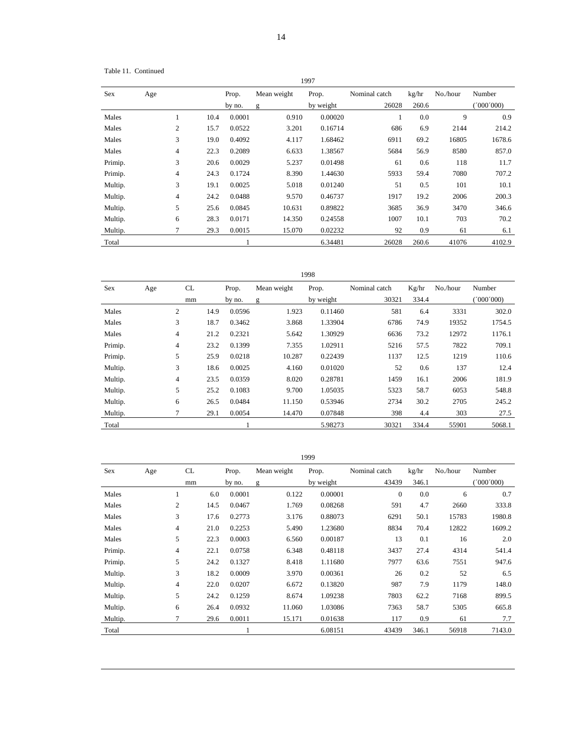Table 11. Continued

| 1997 | | | | | | | | | |
|---|---|---|---|---|---|---|---|---|---|
| Sex | Age | | Prop. | Mean weight | Prop. | Nominal catch | kg/hr | No./hour | Number |
| | | | by no. | g | by weight | 26028 | 260.6 | | (´000´000) |
| Males | 1 | 10.4 | 0.0001 | 0.910 | 0.00020 | 1 | 0.0 | 9 | 0.9 |
| Males | 2 | 15.7 | 0.0522 | 3.201 | 0.16714 | 686 | 6.9 | 2144 | 214.2 |
| Males | 3 | 19.0 | 0.4092 | 4.117 | 1.68462 | 6911 | 69.2 | 16805 | 1678.6 |
| Males | 4 | 22.3 | 0.2089 | 6.633 | 1.38567 | 5684 | 56.9 | 8580 | 857.0 |
| Primip. | 3 | 20.6 | 0.0029 | 5.237 | 0.01498 | 61 | 0.6 | 118 | 11.7 |
| Primip. | 4 | 24.3 | 0.1724 | 8.390 | 1.44630 | 5933 | 59.4 | 7080 | 707.2 |
| Multip. | 3 | 19.1 | 0.0025 | 5.018 | 0.01240 | 51 | 0.5 | 101 | 10.1 |
| Multip. | 4 | 24.2 | 0.0488 | 9.570 | 0.46737 | 1917 | 19.2 | 2006 | 200.3 |
| Multip. | 5 | 25.6 | 0.0845 | 10.631 | 0.89822 | 3685 | 36.9 | 3470 | 346.6 |
| Multip. | 6 | 28.3 | 0.0171 | 14.350 | 0.24558 | 1007 | 10.1 | 703 | 70.2 |
| Multip. | 7 | 29.3 | 0.0015 | 15.070 | 0.02232 | 92 | 0.9 | 61 | 6.1 |
| Total | | | 1 | | 6.34481 | 26028 | 260.6 | 41076 | 4102.9 |

| 1998 | | | | | | | | | |
|---|---|---|---|---|---|---|---|---|---|
| Sex | Age | CL | Prop. | Mean weight | Prop. | Nominal catch | Kg/hr | No./hour | Number |
| | | mm | by no. | g | by weight | 30321 | 334.4 | | (´000´000) |
| Males | 2 | 14.9 | 0.0596 | 1.923 | 0.11460 | 581 | 6.4 | 3331 | 302.0 |
| Males | 3 | 18.7 | 0.3462 | 3.868 | 1.33904 | 6786 | 74.9 | 19352 | 1754.5 |
| Males | 4 | 21.2 | 0.2321 | 5.642 | 1.30929 | 6636 | 73.2 | 12972 | 1176.1 |
| Primip. | 4 | 23.2 | 0.1399 | 7.355 | 1.02911 | 5216 | 57.5 | 7822 | 709.1 |
| Primip. | 5 | 25.9 | 0.0218 | 10.287 | 0.22439 | 1137 | 12.5 | 1219 | 110.6 |
| Multip. | 3 | 18.6 | 0.0025 | 4.160 | 0.01020 | 52 | 0.6 | 137 | 12.4 |
| Multip. | 4 | 23.5 | 0.0359 | 8.020 | 0.28781 | 1459 | 16.1 | 2006 | 181.9 |
| Multip. | 5 | 25.2 | 0.1083 | 9.700 | 1.05035 | 5323 | 58.7 | 6053 | 548.8 |
| Multip. | 6 | 26.5 | 0.0484 | 11.150 | 0.53946 | 2734 | 30.2 | 2705 | 245.2 |
| Multip. | 7 | 29.1 | 0.0054 | 14.470 | 0.07848 | 398 | 4.4 | 303 | 27.5 |
| Total | | | 1 | | 5.98273 | 30321 | 334.4 | 55901 | 5068.1 |

| 1999 | | | | | | | | | |
|---|---|---|---|---|---|---|---|---|---|
| Sex | Age | CL | Prop. | Mean weight | Prop. | Nominal catch | kg/hr | No./hour | Number |
| | | mm | by no. | g | by weight | 43439 | 346.1 | | (´000´000) |
| Males | 1 | 6.0 | 0.0001 | 0.122 | 0.00001 | 0 | 0.0 | 6 | 0.7 |
| Males | 2 | 14.5 | 0.0467 | 1.769 | 0.08268 | 591 | 4.7 | 2660 | 333.8 |
| Males | 3 | 17.6 | 0.2773 | 3.176 | 0.88073 | 6291 | 50.1 | 15783 | 1980.8 |
| Males | 4 | 21.0 | 0.2253 | 5.490 | 1.23680 | 8834 | 70.4 | 12822 | 1609.2 |
| Males | 5 | 22.3 | 0.0003 | 6.560 | 0.00187 | 13 | 0.1 | 16 | 2.0 |
| Primip. | 4 | 22.1 | 0.0758 | 6.348 | 0.48118 | 3437 | 27.4 | 4314 | 541.4 |
| Primip. | 5 | 24.2 | 0.1327 | 8.418 | 1.11680 | 7977 | 63.6 | 7551 | 947.6 |
| Multip. | 3 | 18.2 | 0.0009 | 3.970 | 0.00361 | 26 | 0.2 | 52 | 6.5 |
| Multip. | 4 | 22.0 | 0.0207 | 6.672 | 0.13820 | 987 | 7.9 | 1179 | 148.0 |
| Multip. | 5 | 24.2 | 0.1259 | 8.674 | 1.09238 | 7803 | 62.2 | 7168 | 899.5 |
| Multip. | 6 | 26.4 | 0.0932 | 11.060 | 1.03086 | 7363 | 58.7 | 5305 | 665.8 |
| Multip. | 7 | 29.6 | 0.0011 | 15.171 | 0.01638 | 117 | 0.9 | 61 | 7.7 |
| Total | | | 1 | | 6.08151 | 43439 | 346.1 | 56918 | 7143.0 |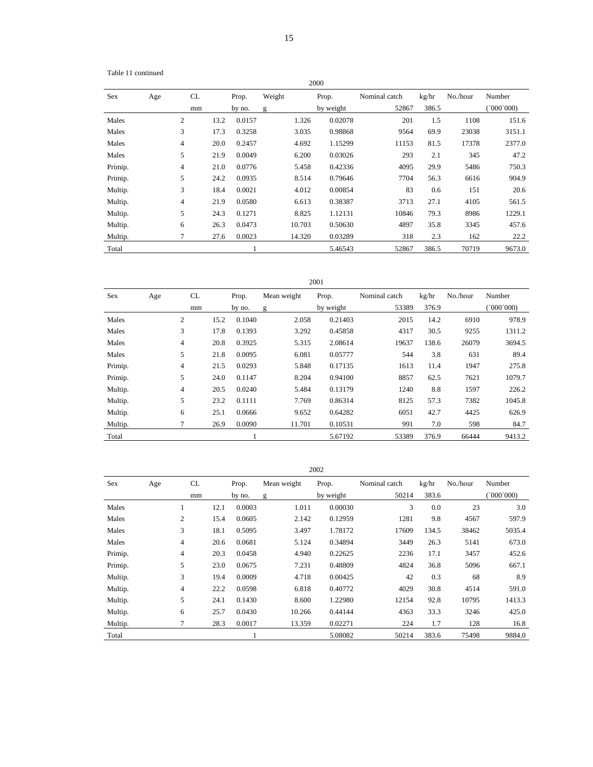Table 11 continued

| 2000 | | | | | | | | | |
|---|---|---|---|---|---|---|---|---|---|
| Sex | Age | CL | Prop. | Weight | Prop. | Nominal catch | kg/hr | No./hour | Number |
| | | mm | by no. | g | by weight | 52867 | 386.5 | | (´000´000) |
| Males | 2 | 13.2 | 0.0157 | 1.326 | 0.02078 | 201 | 1.5 | 1108 | 151.6 |
| Males | 3 | 17.3 | 0.3258 | 3.035 | 0.98868 | 9564 | 69.9 | 23038 | 3151.1 |
| Males | 4 | 20.0 | 0.2457 | 4.692 | 1.15299 | 11153 | 81.5 | 17378 | 2377.0 |
| Males | 5 | 21.9 | 0.0049 | 6.200 | 0.03026 | 293 | 2.1 | 345 | 47.2 |
| Primip. | 4 | 21.0 | 0.0776 | 5.458 | 0.42336 | 4095 | 29.9 | 5486 | 750.3 |
| Primip. | 5 | 24.2 | 0.0935 | 8.514 | 0.79646 | 7704 | 56.3 | 6616 | 904.9 |
| Multip. | 3 | 18.4 | 0.0021 | 4.012 | 0.00854 | 83 | 0.6 | 151 | 20.6 |
| Multip. | 4 | 21.9 | 0.0580 | 6.613 | 0.38387 | 3713 | 27.1 | 4105 | 561.5 |
| Multip. | 5 | 24.3 | 0.1271 | 8.825 | 1.12131 | 10846 | 79.3 | 8986 | 1229.1 |
| Multip. | 6 | 26.3 | 0.0473 | 10.703 | 0.50630 | 4897 | 35.8 | 3345 | 457.6 |
| Multip. | 7 | 27.6 | 0.0023 | 14.320 | 0.03289 | 318 | 2.3 | 162 | 22.2 |
| Total | | | 1 | | 5.46543 | 52867 | 386.5 | 70719 | 9673.0 |

| 2001 | | | | | | | | | |
|---|---|---|---|---|---|---|---|---|---|
| Sex | Age | CL | Prop. | Mean weight | Prop. | Nominal catch | kg/hr | No./hour | Number |
| | | mm | by no. | g | by weight | 53389 | 376.9 | | (´000´000) |
| Males | 2 | 15.2 | 0.1040 | 2.058 | 0.21403 | 2015 | 14.2 | 6910 | 978.9 |
| Males | 3 | 17.8 | 0.1393 | 3.292 | 0.45858 | 4317 | 30.5 | 9255 | 1311.2 |
| Males | 4 | 20.8 | 0.3925 | 5.315 | 2.08614 | 19637 | 138.6 | 26079 | 3694.5 |
| Males | 5 | 21.8 | 0.0095 | 6.081 | 0.05777 | 544 | 3.8 | 631 | 89.4 |
| Primip. | 4 | 21.5 | 0.0293 | 5.848 | 0.17135 | 1613 | 11.4 | 1947 | 275.8 |
| Primip. | 5 | 24.0 | 0.1147 | 8.204 | 0.94100 | 8857 | 62.5 | 7621 | 1079.7 |
| Multip. | 4 | 20.5 | 0.0240 | 5.484 | 0.13179 | 1240 | 8.8 | 1597 | 226.2 |
| Multip. | 5 | 23.2 | 0.1111 | 7.769 | 0.86314 | 8125 | 57.3 | 7382 | 1045.8 |
| Multip. | 6 | 25.1 | 0.0666 | 9.652 | 0.64282 | 6051 | 42.7 | 4425 | 626.9 |
| Multip. | 7 | 26.9 | 0.0090 | 11.701 | 0.10531 | 991 | 7.0 | 598 | 84.7 |
| Total | | | 1 | | 5.67192 | 53389 | 376.9 | 66444 | 9413.2 |

| 2002 | | | | | | | | | |
|---|---|---|---|---|---|---|---|---|---|
| Sex | Age | CL | Prop. | Mean weight | Prop. | Nominal catch | kg/hr | No./hour | Number |
| | | mm | by no. | g | by weight | 50214 | 383.6 | | (´000´000) |
| Males | 1 | 12.1 | 0.0003 | 1.011 | 0.00030 | 3 | 0.0 | 23 | 3.0 |
| Males | 2 | 15.4 | 0.0605 | 2.142 | 0.12959 | 1281 | 9.8 | 4567 | 597.9 |
| Males | 3 | 18.1 | 0.5095 | 3.497 | 1.78172 | 17609 | 134.5 | 38462 | 5035.4 |
| Males | 4 | 20.6 | 0.0681 | 5.124 | 0.34894 | 3449 | 26.3 | 5141 | 673.0 |
| Primip. | 4 | 20.3 | 0.0458 | 4.940 | 0.22625 | 2236 | 17.1 | 3457 | 452.6 |
| Primip. | 5 | 23.0 | 0.0675 | 7.231 | 0.48809 | 4824 | 36.8 | 5096 | 667.1 |
| Multip. | 3 | 19.4 | 0.0009 | 4.718 | 0.00425 | 42 | 0.3 | 68 | 8.9 |
| Multip. | 4 | 22.2 | 0.0598 | 6.818 | 0.40772 | 4029 | 30.8 | 4514 | 591.0 |
| Multip. | 5 | 24.1 | 0.1430 | 8.600 | 1.22980 | 12154 | 92.8 | 10795 | 1413.3 |
| Multip. | 6 | 25.7 | 0.0430 | 10.266 | 0.44144 | 4363 | 33.3 | 3246 | 425.0 |
| Multip. | 7 | 28.3 | 0.0017 | 13.359 | 0.02271 | 224 | 1.7 | 128 | 16.8 |
| Total | | | 1 | | 5.08082 | 50214 | 383.6 | 75498 | 9884.0 |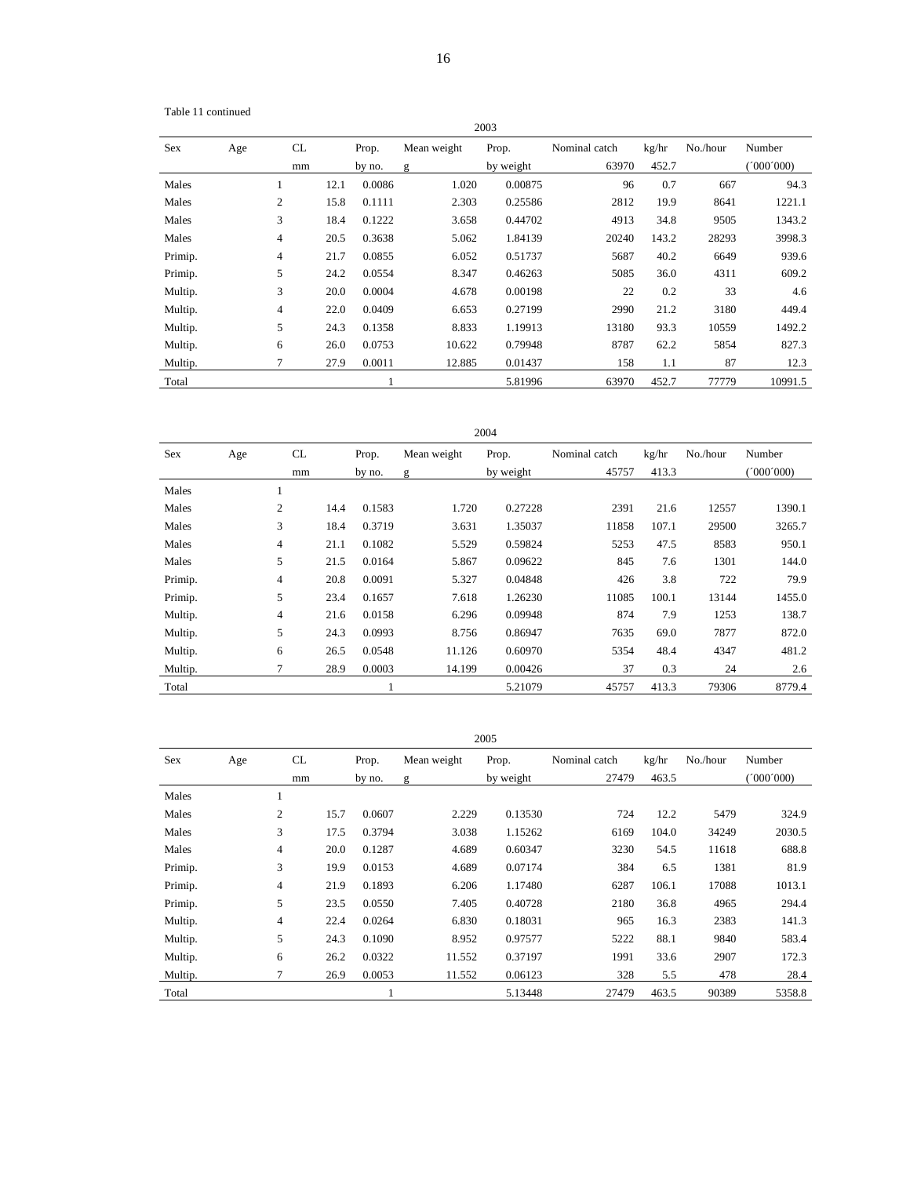Table 11 continued

2003

| Sex | Age | CL | Prop. | Mean weight | Prop. | Nominal catch | kg/hr | No./hour | Number |
|---|---|---|---|---|---|---|---|---|---|
| | | mm | by no. | g | by weight | 63970 | 452.7 | | (´000´000) |
| Males | 1 | 12.1 | 0.0086 | 1.020 | 0.00875 | 96 | 0.7 | 667 | 94.3 |
| Males | 2 | 15.8 | 0.1111 | 2.303 | 0.25586 | 2812 | 19.9 | 8641 | 1221.1 |
| Males | 3 | 18.4 | 0.1222 | 3.658 | 0.44702 | 4913 | 34.8 | 9505 | 1343.2 |
| Males | 4 | 20.5 | 0.3638 | 5.062 | 1.84139 | 20240 | 143.2 | 28293 | 3998.3 |
| Primip. | 4 | 21.7 | 0.0855 | 6.052 | 0.51737 | 5687 | 40.2 | 6649 | 939.6 |
| Primip. | 5 | 24.2 | 0.0554 | 8.347 | 0.46263 | 5085 | 36.0 | 4311 | 609.2 |
| Multip. | 3 | 20.0 | 0.0004 | 4.678 | 0.00198 | 22 | 0.2 | 33 | 4.6 |
| Multip. | 4 | 22.0 | 0.0409 | 6.653 | 0.27199 | 2990 | 21.2 | 3180 | 449.4 |
| Multip. | 5 | 24.3 | 0.1358 | 8.833 | 1.19913 | 13180 | 93.3 | 10559 | 1492.2 |
| Multip. | 6 | 26.0 | 0.0753 | 10.622 | 0.79948 | 8787 | 62.2 | 5854 | 827.3 |
| Multip. | 7 | 27.9 | 0.0011 | 12.885 | 0.01437 | 158 | 1.1 | 87 | 12.3 |
| Total | | | 1 | | 5.81996 | 63970 | 452.7 | 77779 | 10991.5 |

2004

| Sex | Age | CL | Prop. | Mean weight | Prop. | Nominal catch | kg/hr | No./hour | Number |
|---|---|---|---|---|---|---|---|---|---|
| | | mm | by no. | g | by weight | 45757 | 413.3 | | (´000´000) |
| Males | 1 | | | | | | | | |
| Males | 2 | 14.4 | 0.1583 | 1.720 | 0.27228 | 2391 | 21.6 | 12557 | 1390.1 |
| Males | 3 | 18.4 | 0.3719 | 3.631 | 1.35037 | 11858 | 107.1 | 29500 | 3265.7 |
| Males | 4 | 21.1 | 0.1082 | 5.529 | 0.59824 | 5253 | 47.5 | 8583 | 950.1 |
| Males | 5 | 21.5 | 0.0164 | 5.867 | 0.09622 | 845 | 7.6 | 1301 | 144.0 |
| Primip. | 4 | 20.8 | 0.0091 | 5.327 | 0.04848 | 426 | 3.8 | 722 | 79.9 |
| Primip. | 5 | 23.4 | 0.1657 | 7.618 | 1.26230 | 11085 | 100.1 | 13144 | 1455.0 |
| Multip. | 4 | 21.6 | 0.0158 | 6.296 | 0.09948 | 874 | 7.9 | 1253 | 138.7 |
| Multip. | 5 | 24.3 | 0.0993 | 8.756 | 0.86947 | 7635 | 69.0 | 7877 | 872.0 |
| Multip. | 6 | 26.5 | 0.0548 | 11.126 | 0.60970 | 5354 | 48.4 | 4347 | 481.2 |
| Multip. | 7 | 28.9 | 0.0003 | 14.199 | 0.00426 | 37 | 0.3 | 24 | 2.6 |
| Total | | | 1 | | 5.21079 | 45757 | 413.3 | 79306 | 8779.4 |

2005

| Sex | Age | CL | Prop. | Mean weight | Prop. | Nominal catch | kg/hr | No./hour | Number |
|---|---|---|---|---|---|---|---|---|---|
| | | mm | by no. | g | by weight | 27479 | 463.5 | | (´000´000) |
| Males | 1 | | | | | | | | |
| Males | 2 | 15.7 | 0.0607 | 2.229 | 0.13530 | 724 | 12.2 | 5479 | 324.9 |
| Males | 3 | 17.5 | 0.3794 | 3.038 | 1.15262 | 6169 | 104.0 | 34249 | 2030.5 |
| Males | 4 | 20.0 | 0.1287 | 4.689 | 0.60347 | 3230 | 54.5 | 11618 | 688.8 |
| Primip. | 3 | 19.9 | 0.0153 | 4.689 | 0.07174 | 384 | 6.5 | 1381 | 81.9 |
| Primip. | 4 | 21.9 | 0.1893 | 6.206 | 1.17480 | 6287 | 106.1 | 17088 | 1013.1 |
| Primip. | 5 | 23.5 | 0.0550 | 7.405 | 0.40728 | 2180 | 36.8 | 4965 | 294.4 |
| Multip. | 4 | 22.4 | 0.0264 | 6.830 | 0.18031 | 965 | 16.3 | 2383 | 141.3 |
| Multip. | 5 | 24.3 | 0.1090 | 8.952 | 0.97577 | 5222 | 88.1 | 9840 | 583.4 |
| Multip. | 6 | 26.2 | 0.0322 | 11.552 | 0.37197 | 1991 | 33.6 | 2907 | 172.3 |
| Multip. | 7 | 26.9 | 0.0053 | 11.552 | 0.06123 | 328 | 5.5 | 478 | 28.4 |
| Total | | | 1 | | 5.13448 | 27479 | 463.5 | 90389 | 5358.8 |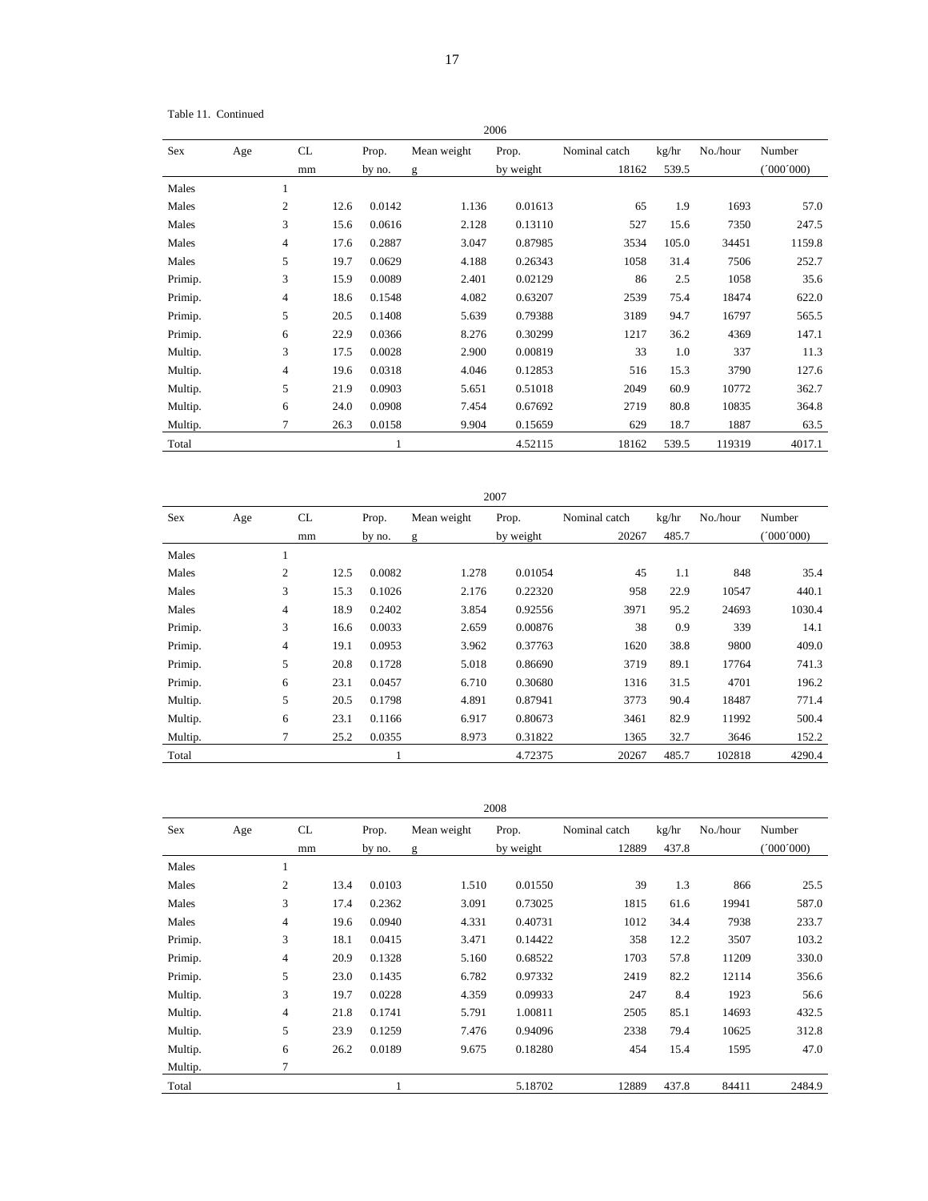Table 11. Continued

| 2006 | | | | | | | | | |
|---|---|---|---|---|---|---|---|---|---|
| Sex | Age | CL | Prop. | Mean weight | Prop. | Nominal catch | kg/hr | No./hour | Number |
| | | mm | by no. | g | by weight | 18162 | 539.5 | | (´000´000) |
| Males | 1 | | | | | | | | |
| Males | 2 | 12.6 | 0.0142 | 1.136 | 0.01613 | 65 | 1.9 | 1693 | 57.0 |
| Males | 3 | 15.6 | 0.0616 | 2.128 | 0.13110 | 527 | 15.6 | 7350 | 247.5 |
| Males | 4 | 17.6 | 0.2887 | 3.047 | 0.87985 | 3534 | 105.0 | 34451 | 1159.8 |
| Males | 5 | 19.7 | 0.0629 | 4.188 | 0.26343 | 1058 | 31.4 | 7506 | 252.7 |
| Primip. | 3 | 15.9 | 0.0089 | 2.401 | 0.02129 | 86 | 2.5 | 1058 | 35.6 |
| Primip. | 4 | 18.6 | 0.1548 | 4.082 | 0.63207 | 2539 | 75.4 | 18474 | 622.0 |
| Primip. | 5 | 20.5 | 0.1408 | 5.639 | 0.79388 | 3189 | 94.7 | 16797 | 565.5 |
| Primip. | 6 | 22.9 | 0.0366 | 8.276 | 0.30299 | 1217 | 36.2 | 4369 | 147.1 |
| Multip. | 3 | 17.5 | 0.0028 | 2.900 | 0.00819 | 33 | 1.0 | 337 | 11.3 |
| Multip. | 4 | 19.6 | 0.0318 | 4.046 | 0.12853 | 516 | 15.3 | 3790 | 127.6 |
| Multip. | 5 | 21.9 | 0.0903 | 5.651 | 0.51018 | 2049 | 60.9 | 10772 | 362.7 |
| Multip. | 6 | 24.0 | 0.0908 | 7.454 | 0.67692 | 2719 | 80.8 | 10835 | 364.8 |
| Multip. | 7 | 26.3 | 0.0158 | 9.904 | 0.15659 | 629 | 18.7 | 1887 | 63.5 |
| Total | | | 1 | | 4.52115 | 18162 | 539.5 | 119319 | 4017.1 |

| 2007 | | | | | | | | | |
|---|---|---|---|---|---|---|---|---|---|
| Sex | Age | CL | Prop. | Mean weight | Prop. | Nominal catch | kg/hr | No./hour | Number |
| | | mm | by no. | g | by weight | 20267 | 485.7 | | (´000´000) |
| Males | 1 | | | | | | | | |
| Males | 2 | 12.5 | 0.0082 | 1.278 | 0.01054 | 45 | 1.1 | 848 | 35.4 |
| Males | 3 | 15.3 | 0.1026 | 2.176 | 0.22320 | 958 | 22.9 | 10547 | 440.1 |
| Males | 4 | 18.9 | 0.2402 | 3.854 | 0.92556 | 3971 | 95.2 | 24693 | 1030.4 |
| Primip. | 3 | 16.6 | 0.0033 | 2.659 | 0.00876 | 38 | 0.9 | 339 | 14.1 |
| Primip. | 4 | 19.1 | 0.0953 | 3.962 | 0.37763 | 1620 | 38.8 | 9800 | 409.0 |
| Primip. | 5 | 20.8 | 0.1728 | 5.018 | 0.86690 | 3719 | 89.1 | 17764 | 741.3 |
| Primip. | 6 | 23.1 | 0.0457 | 6.710 | 0.30680 | 1316 | 31.5 | 4701 | 196.2 |
| Multip. | 5 | 20.5 | 0.1798 | 4.891 | 0.87941 | 3773 | 90.4 | 18487 | 771.4 |
| Multip. | 6 | 23.1 | 0.1166 | 6.917 | 0.80673 | 3461 | 82.9 | 11992 | 500.4 |
| Multip. | 7 | 25.2 | 0.0355 | 8.973 | 0.31822 | 1365 | 32.7 | 3646 | 152.2 |
| Total | | | 1 | | 4.72375 | 20267 | 485.7 | 102818 | 4290.4 |

| 2008 | | | | | | | | | |
|---|---|---|---|---|---|---|---|---|---|
| Sex | Age | CL | Prop. | Mean weight | Prop. | Nominal catch | kg/hr | No./hour | Number |
| | | mm | by no. | g | by weight | 12889 | 437.8 | | (´000´000) |
| Males | 1 | | | | | | | | |
| Males | 2 | 13.4 | 0.0103 | 1.510 | 0.01550 | 39 | 1.3 | 866 | 25.5 |
| Males | 3 | 17.4 | 0.2362 | 3.091 | 0.73025 | 1815 | 61.6 | 19941 | 587.0 |
| Males | 4 | 19.6 | 0.0940 | 4.331 | 0.40731 | 1012 | 34.4 | 7938 | 233.7 |
| Primip. | 3 | 18.1 | 0.0415 | 3.471 | 0.14422 | 358 | 12.2 | 3507 | 103.2 |
| Primip. | 4 | 20.9 | 0.1328 | 5.160 | 0.68522 | 1703 | 57.8 | 11209 | 330.0 |
| Primip. | 5 | 23.0 | 0.1435 | 6.782 | 0.97332 | 2419 | 82.2 | 12114 | 356.6 |
| Multip. | 3 | 19.7 | 0.0228 | 4.359 | 0.09933 | 247 | 8.4 | 1923 | 56.6 |
| Multip. | 4 | 21.8 | 0.1741 | 5.791 | 1.00811 | 2505 | 85.1 | 14693 | 432.5 |
| Multip. | 5 | 23.9 | 0.1259 | 7.476 | 0.94096 | 2338 | 79.4 | 10625 | 312.8 |
| Multip. | 6 | 26.2 | 0.0189 | 9.675 | 0.18280 | 454 | 15.4 | 1595 | 47.0 |
| Multip. | 7 | | | | | | | | |
| Total | | | 1 | | 5.18702 | 12889 | 437.8 | 84411 | 2484.9 |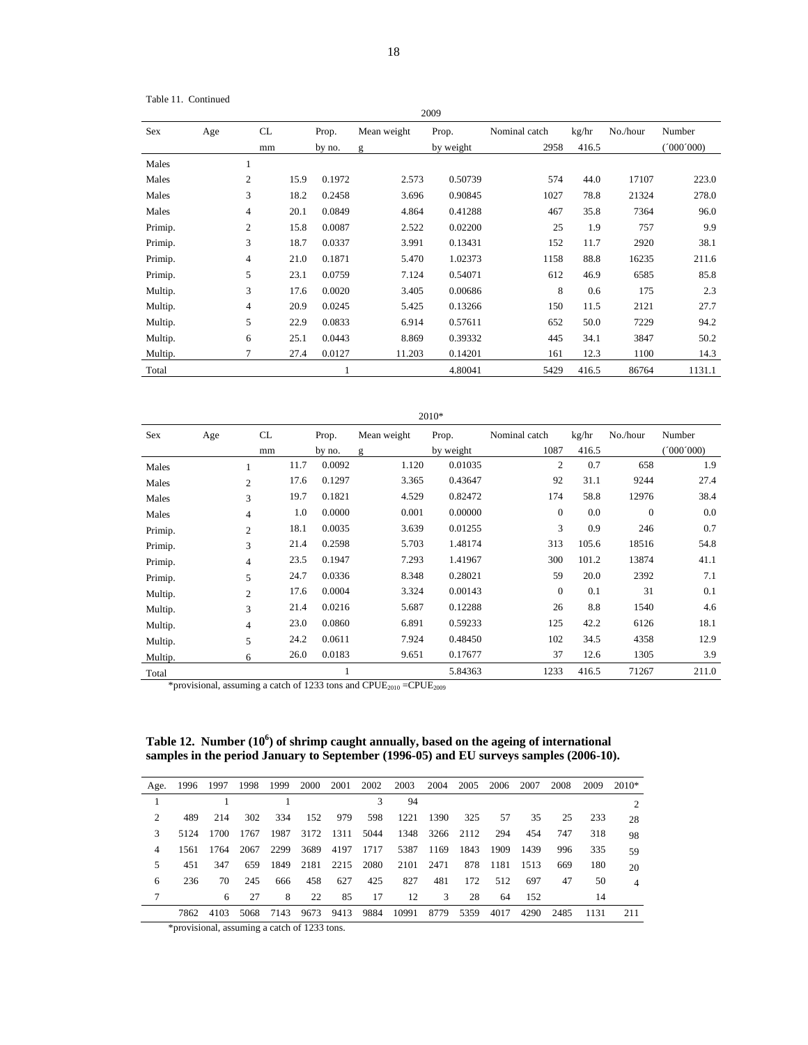Table 11. Continued

| 2009 | | | | | | | | | |
|---|---|---|---|---|---|---|---|---|---|
| Sex | Age | CL | Prop. | Mean weight | Prop. | Nominal catch | kg/hr | No./hour | Number |
| | | mm | by no. | g | by weight | 2958 | 416.5 | | (´000´000) |
| Males | 1 | | | | | | | | |
| Males | 2 | 15.9 | 0.1972 | 2.573 | 0.50739 | 574 | 44.0 | 17107 | 223.0 |
| Males | 3 | 18.2 | 0.2458 | 3.696 | 0.90845 | 1027 | 78.8 | 21324 | 278.0 |
| Males | 4 | 20.1 | 0.0849 | 4.864 | 0.41288 | 467 | 35.8 | 7364 | 96.0 |
| Primip. | 2 | 15.8 | 0.0087 | 2.522 | 0.02200 | 25 | 1.9 | 757 | 9.9 |
| Primip. | 3 | 18.7 | 0.0337 | 3.991 | 0.13431 | 152 | 11.7 | 2920 | 38.1 |
| Primip. | 4 | 21.0 | 0.1871 | 5.470 | 1.02373 | 1158 | 88.8 | 16235 | 211.6 |
| Primip. | 5 | 23.1 | 0.0759 | 7.124 | 0.54071 | 612 | 46.9 | 6585 | 85.8 |
| Multip. | 3 | 17.6 | 0.0020 | 3.405 | 0.00686 | 8 | 0.6 | 175 | 2.3 |
| Multip. | 4 | 20.9 | 0.0245 | 5.425 | 0.13266 | 150 | 11.5 | 2121 | 27.7 |
| Multip. | 5 | 22.9 | 0.0833 | 6.914 | 0.57611 | 652 | 50.0 | 7229 | 94.2 |
| Multip. | 6 | 25.1 | 0.0443 | 8.869 | 0.39332 | 445 | 34.1 | 3847 | 50.2 |
| Multip. | 7 | 27.4 | 0.0127 | 11.203 | 0.14201 | 161 | 12.3 | 1100 | 14.3 |
| Total | | | 1 | | 4.80041 | 5429 | 416.5 | 86764 | 1131.1 |

| 2010* | | | | | | | | | |
|---|---|---|---|---|---|---|---|---|---|
| Sex | Age | CL | Prop. | Mean weight | Prop. | Nominal catch | kg/hr | No./hour | Number |
| | | mm | by no. | g | by weight | 1087 | 416.5 | | (´000´000) |
| Males | 1 | 11.7 | 0.0092 | 1.120 | 0.01035 | 2 | 0.7 | 658 | 1.9 |
| Males | 2 | 17.6 | 0.1297 | 3.365 | 0.43647 | 92 | 31.1 | 9244 | 27.4 |
| Males | 3 | 19.7 | 0.1821 | 4.529 | 0.82472 | 174 | 58.8 | 12976 | 38.4 |
| Males | 4 | 1.0 | 0.0000 | 0.001 | 0.00000 | 0 | 0.0 | 0 | 0.0 |
| Primip. | 2 | 18.1 | 0.0035 | 3.639 | 0.01255 | 3 | 0.9 | 246 | 0.7 |
| Primip. | 3 | 21.4 | 0.2598 | 5.703 | 1.48174 | 313 | 105.6 | 18516 | 54.8 |
| Primip. | 4 | 23.5 | 0.1947 | 7.293 | 1.41967 | 300 | 101.2 | 13874 | 41.1 |
| Primip. | 5 | 24.7 | 0.0336 | 8.348 | 0.28021 | 59 | 20.0 | 2392 | 7.1 |
| Multip. | 2 | 17.6 | 0.0004 | 3.324 | 0.00143 | 0 | 0.1 | 31 | 0.1 |
| Multip. | 3 | 21.4 | 0.0216 | 5.687 | 0.12288 | 26 | 8.8 | 1540 | 4.6 |
| Multip. | 4 | 23.0 | 0.0860 | 6.891 | 0.59233 | 125 | 42.2 | 6126 | 18.1 |
| Multip. | 5 | 24.2 | 0.0611 | 7.924 | 0.48450 | 102 | 34.5 | 4358 | 12.9 |
| Multip. | 6 | 26.0 | 0.0183 | 9.651 | 0.17677 | 37 | 12.6 | 1305 | 3.9 |
| Total | | | 1 | | 5.84363 | 1233 | 416.5 | 71267 | 211.0 |

*provisional, assuming a catch of 1233 tons and $CPUE_{2010} = CPUE_{2009}$

**Table 12. Number ($10^6$) of shrimp caught annually, based on the ageing of international samples in the period January to September (1996-05) and EU surveys samples (2006-10).**

| Age. | 1996 | 1997 | 1998 | 1999 | 2000 | 2001 | 2002 | 2003 | 2004 | 2005 | 2006 | 2007 | 2008 | 2009 | 2010* |
|---|---|---|---|---|---|---|---|---|---|---|---|---|---|---|---|
| 1 | | 1 | | 1 | | | 3 | 94 | | | | | | | 2 |
| 2 | 489 | 214 | 302 | 334 | 152 | 979 | 598 | 1221 | 1390 | 325 | 57 | 35 | 25 | 233 | 28 |
| 3 | 5124 | 1700 | 1767 | 1987 | 3172 | 1311 | 5044 | 1348 | 3266 | 2112 | 294 | 454 | 747 | 318 | 98 |
| 4 | 1561 | 1764 | 2067 | 2299 | 3689 | 4197 | 1717 | 5387 | 1169 | 1843 | 1909 | 1439 | 996 | 335 | 59 |
| 5 | 451 | 347 | 659 | 1849 | 2181 | 2215 | 2080 | 2101 | 2471 | 878 | 1181 | 1513 | 669 | 180 | 20 |
| 6 | 236 | 70 | 245 | 666 | 458 | 627 | 425 | 827 | 481 | 172 | 512 | 697 | 47 | 50 | 4 |
| 7 | | 6 | 27 | 8 | 22 | 85 | 17 | 12 | 3 | 28 | 64 | 152 | | 14 | |
| | 7862 | 4103 | 5068 | 7143 | 9673 | 9413 | 9884 | 10991 | 8779 | 5359 | 4017 | 4290 | 2485 | 1131 | 211 |

*provisional, assuming a catch of 1233 tons.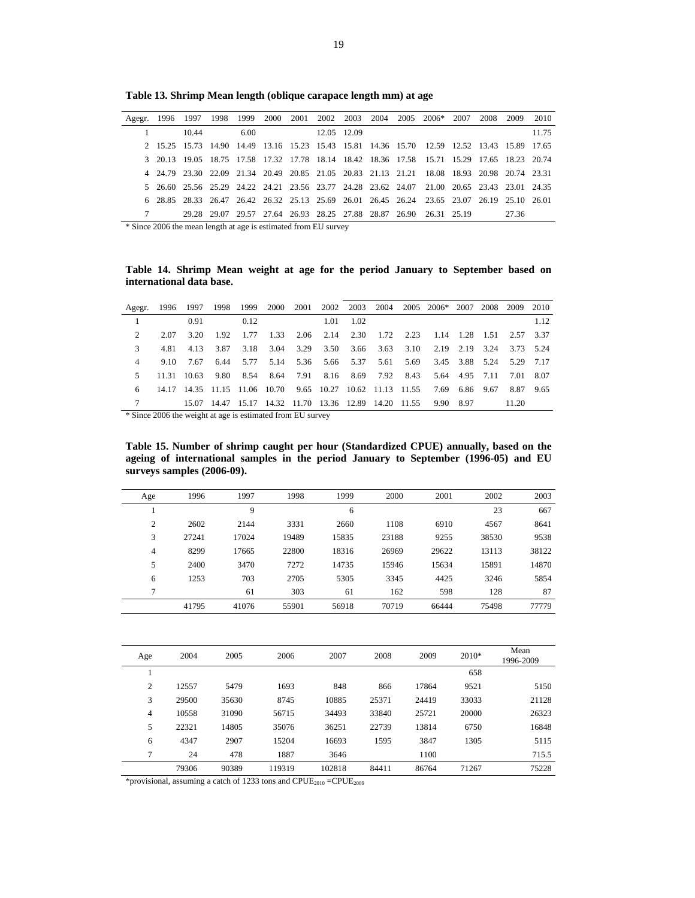**Table 13. Shrimp Mean length (oblique carapace length mm) at age**

| Agegr. | 1996 | 1997 | 1998 | 1999 | 2000 | 2001 | 2002 | 2003 | 2004 | 2005 | 2006* | 2007 | 2008 | 2009 | 2010 |
|---|---|---|---|---|---|---|---|---|---|---|---|---|---|---|---|
| 1 | | 10.44 | | 6.00 | | | 12.05 | 12.09 | | | | | | | 11.75 |
| 2 | 15.25 | 15.73 | 14.90 | 14.49 | 13.16 | 15.23 | 15.43 | 15.81 | 14.36 | 15.70 | 12.59 | 12.52 | 13.43 | 15.89 | 17.65 |
| 3 | 20.13 | 19.05 | 18.75 | 17.58 | 17.32 | 17.78 | 18.14 | 18.42 | 18.36 | 17.58 | 15.71 | 15.29 | 17.65 | 18.23 | 20.74 |
| 4 | 24.79 | 23.30 | 22.09 | 21.34 | 20.49 | 20.85 | 21.05 | 20.83 | 21.13 | 21.21 | 18.08 | 18.93 | 20.98 | 20.74 | 23.31 |
| 5 | 26.60 | 25.56 | 25.29 | 24.22 | 24.21 | 23.56 | 23.77 | 24.28 | 23.62 | 24.07 | 21.00 | 20.65 | 23.43 | 23.01 | 24.35 |
| 6 | 28.85 | 28.33 | 26.47 | 26.42 | 26.32 | 25.13 | 25.69 | 26.01 | 26.45 | 26.24 | 23.65 | 23.07 | 26.19 | 25.10 | 26.01 |
| 7 | | 29.28 | 29.07 | 29.57 | 27.64 | 26.93 | 28.25 | 27.88 | 28.87 | 26.90 | 26.31 | 25.19 | | 27.36 | |

* Since 2006 the mean length at age is estimated from EU survey

**Table 14. Shrimp Mean weight at age for the period January to September based on international data base.**

| Agegr. | 1996 | 1997 | 1998 | 1999 | 2000 | 2001 | 2002 | 2003 | 2004 | 2005 | 2006* | 2007 | 2008 | 2009 | 2010 |
|---|---|---|---|---|---|---|---|---|---|---|---|---|---|---|---|
| 1 | | 0.91 | | 0.12 | | | 1.01 | 1.02 | | | | | | | 1.12 |
| 2 | 2.07 | 3.20 | 1.92 | 1.77 | 1.33 | 2.06 | 2.14 | 2.30 | 1.72 | 2.23 | 1.14 | 1.28 | 1.51 | 2.57 | 3.37 |
| 3 | 4.81 | 4.13 | 3.87 | 3.18 | 3.04 | 3.29 | 3.50 | 3.66 | 3.63 | 3.10 | 2.19 | 2.19 | 3.24 | 3.73 | 5.24 |
| 4 | 9.10 | 7.67 | 6.44 | 5.77 | 5.14 | 5.36 | 5.66 | 5.37 | 5.61 | 5.69 | 3.45 | 3.88 | 5.24 | 5.29 | 7.17 |
| 5 | 11.31 | 10.63 | 9.80 | 8.54 | 8.64 | 7.91 | 8.16 | 8.69 | 7.92 | 8.43 | 5.64 | 4.95 | 7.11 | 7.01 | 8.07 |
| 6 | 14.17 | 14.35 | 11.15 | 11.06 | 10.70 | 9.65 | 10.27 | 10.62 | 11.13 | 11.55 | 7.69 | 6.86 | 9.67 | 8.87 | 9.65 |
| 7 | | 15.07 | 14.47 | 15.17 | 14.32 | 11.70 | 13.36 | 12.89 | 14.20 | 11.55 | 9.90 | 8.97 | | 11.20 | |

* Since 2006 the weight at age is estimated from EU survey

**Table 15. Number of shrimp caught per hour (Standardized CPUE) annually, based on the ageing of international samples in the period January to September (1996-05) and EU surveys samples (2006-09).**

| Age | 1996 | 1997 | 1998 | 1999 | 2000 | 2001 | 2002 | 2003 |
|---|---|---|---|---|---|---|---|---|
| 1 | | 9 | | 6 | | | 23 | 667 |
| 2 | 2602 | 2144 | 3331 | 2660 | 1108 | 6910 | 4567 | 8641 |
| 3 | 27241 | 17024 | 19489 | 15835 | 23188 | 9255 | 38530 | 9538 |
| 4 | 8299 | 17665 | 22800 | 18316 | 26969 | 29622 | 13113 | 38122 |
| 5 | 2400 | 3470 | 7272 | 14735 | 15946 | 15634 | 15891 | 14870 |
| 6 | 1253 | 703 | 2705 | 5305 | 3345 | 4425 | 3246 | 5854 |
| 7 | | 61 | 303 | 61 | 162 | 598 | 128 | 87 |
| | 41795 | 41076 | 55901 | 56918 | 70719 | 66444 | 75498 | 77779 |

| Age | 2004 | 2005 | 2006 | 2007 | 2008 | 2009 | 2010* | Mean 1996-2009 |
|---|---|---|---|---|---|---|---|---|
| 1 | | | | | | | 658 | |
| 2 | 12557 | 5479 | 1693 | 848 | 866 | 17864 | 9521 | 5150 |
| 3 | 29500 | 35630 | 8745 | 10885 | 25371 | 24419 | 33033 | 21128 |
| 4 | 10558 | 31090 | 56715 | 34493 | 33840 | 25721 | 20000 | 26323 |
| 5 | 22321 | 14805 | 35076 | 36251 | 22739 | 13814 | 6750 | 16848 |
| 6 | 4347 | 2907 | 15204 | 16693 | 1595 | 3847 | 1305 | 5115 |
| 7 | 24 | 478 | 1887 | 3646 | | 1100 | | 715.5 |
| | 79306 | 90389 | 119319 | 102818 | 84411 | 86764 | 71267 | 75228 |

*provisional, assuming a catch of 1233 tons and $CPUE_{2010} = CPUE_{2009}$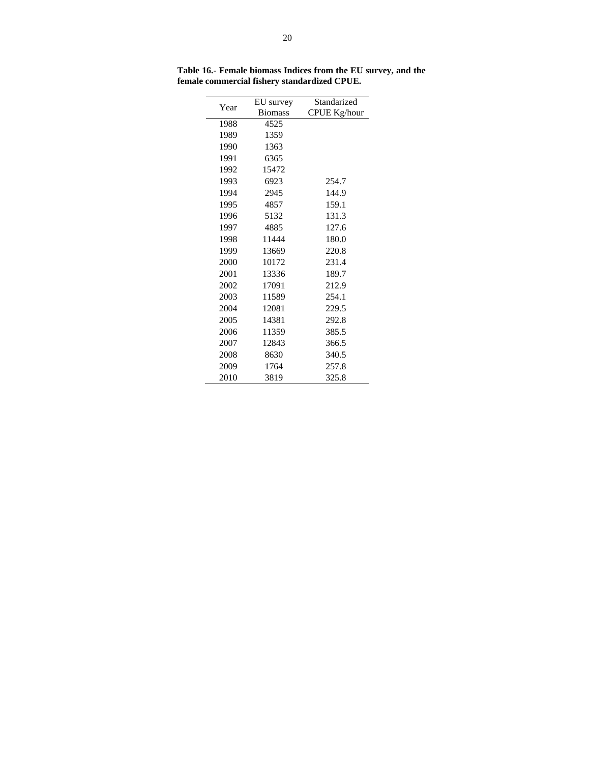**Table 16.- Female biomass Indices from the EU survey, and the female commercial fishery standardized CPUE.**

| Year | EU survey Biomass | Standarized CPUE Kg/hour |
|---|---|---|
| 1988 | 4525 | |
| 1989 | 1359 | |
| 1990 | 1363 | |
| 1991 | 6365 | |
| 1992 | 15472 | |
| 1993 | 6923 | 254.7 |
| 1994 | 2945 | 144.9 |
| 1995 | 4857 | 159.1 |
| 1996 | 5132 | 131.3 |
| 1997 | 4885 | 127.6 |
| 1998 | 11444 | 180.0 |
| 1999 | 13669 | 220.8 |
| 2000 | 10172 | 231.4 |
| 2001 | 13336 | 189.7 |
| 2002 | 17091 | 212.9 |
| 2003 | 11589 | 254.1 |
| 2004 | 12081 | 229.5 |
| 2005 | 14381 | 292.8 |
| 2006 | 11359 | 385.5 |
| 2007 | 12843 | 366.5 |
| 2008 | 8630 | 340.5 |
| 2009 | 1764 | 257.8 |
| 2010 | 3819 | 325.8 |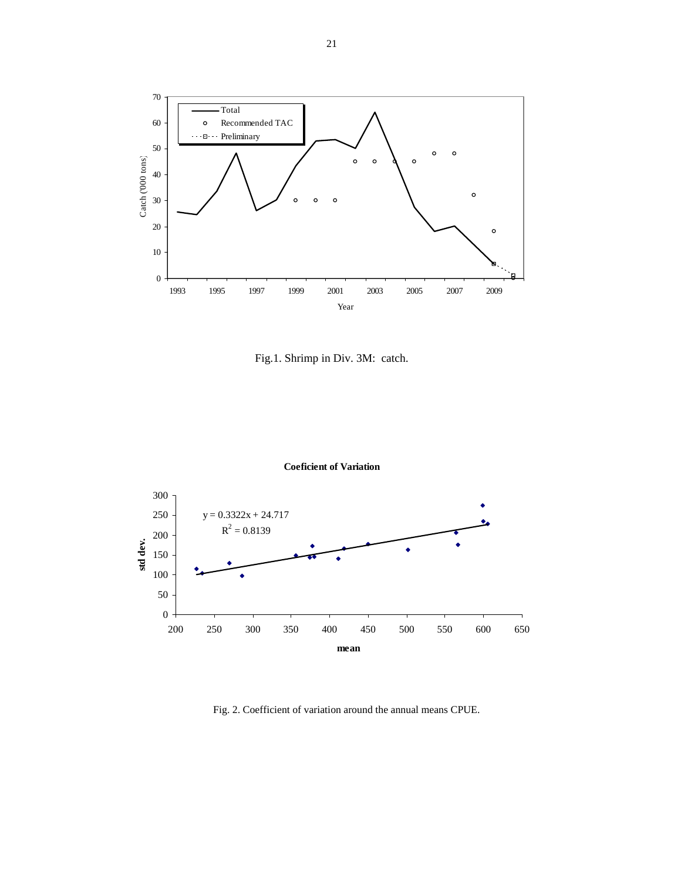Fig.1. Shrimp in Div. 3M: catch.

Fig. 2. Coefficient of variation around the annual means CPUE.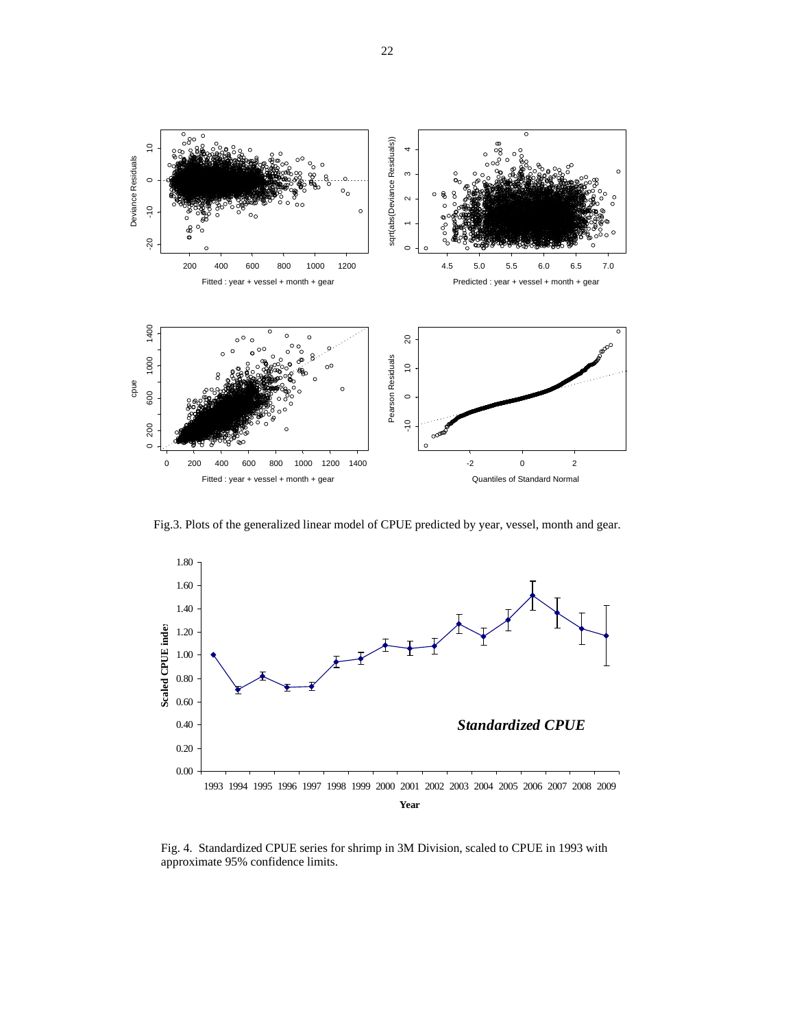Fig.3. Plots of the generalized linear model of CPUE predicted by year, vessel, month and gear.

Fig. 4. Standardized CPUE series for shrimp in 3M Division, scaled to CPUE in 1993 with approximate 95% confidence limits.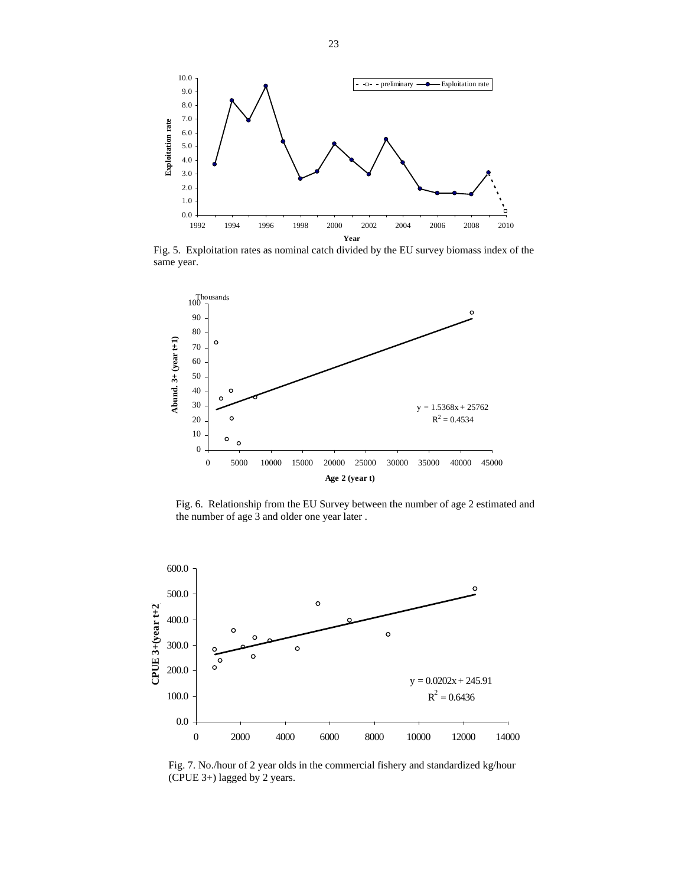Fig. 5. Exploitation rates as nominal catch divided by the EU survey biomass index of the same year.

Fig. 6. Relationship from the EU Survey between the number of age 2 estimated and the number of age 3 and older one year later .

Fig. 7. No./hour of 2 year olds in the commercial fishery and standardized kg/hour (CPUE 3+) lagged by 2 years.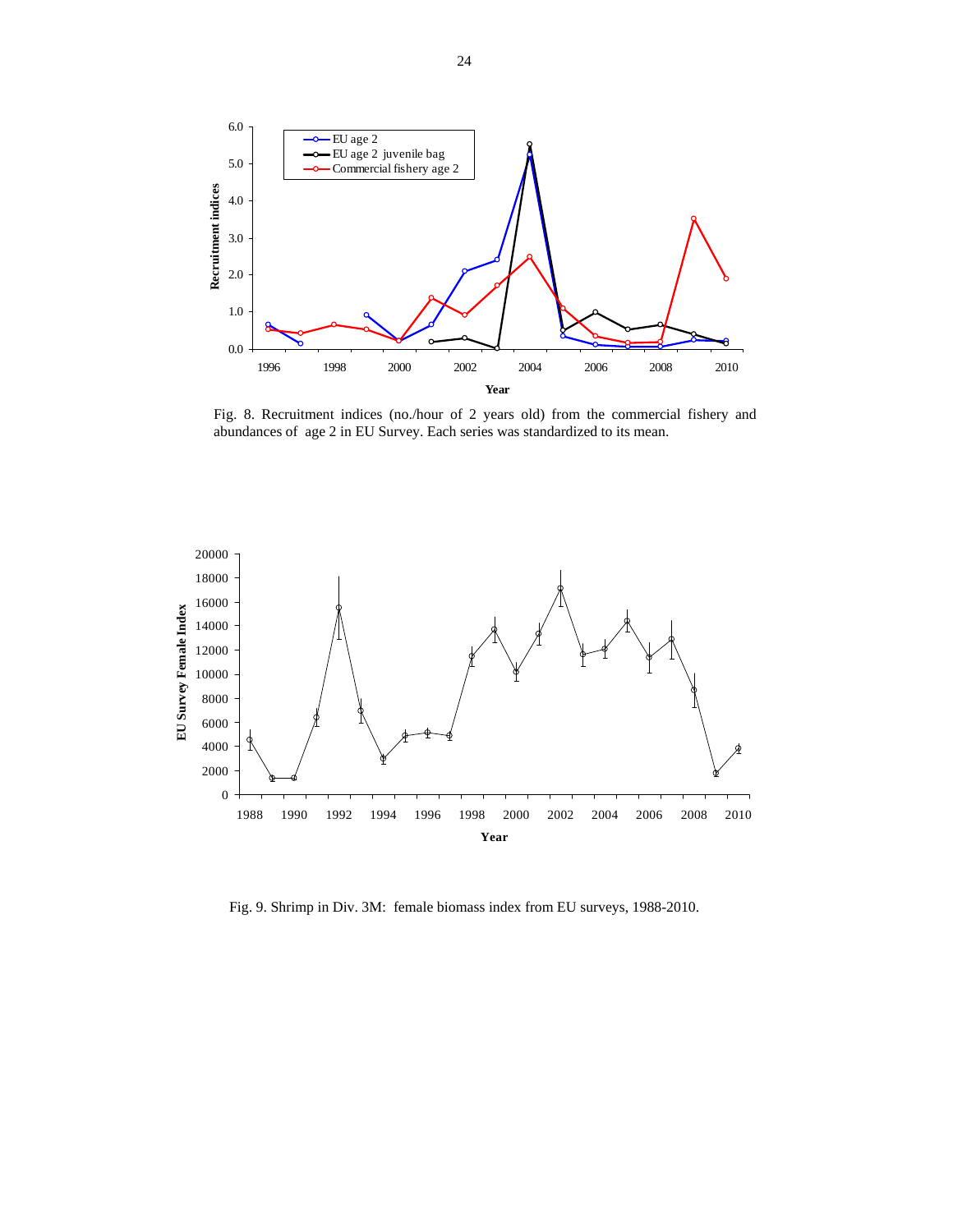Fig. 8. Recruitment indices (no./hour of 2 years old) from the commercial fishery and abundances of age 2 in EU Survey. Each series was standardized to its mean.

Fig. 9. Shrimp in Div. 3M: female biomass index from EU surveys, 1988-2010.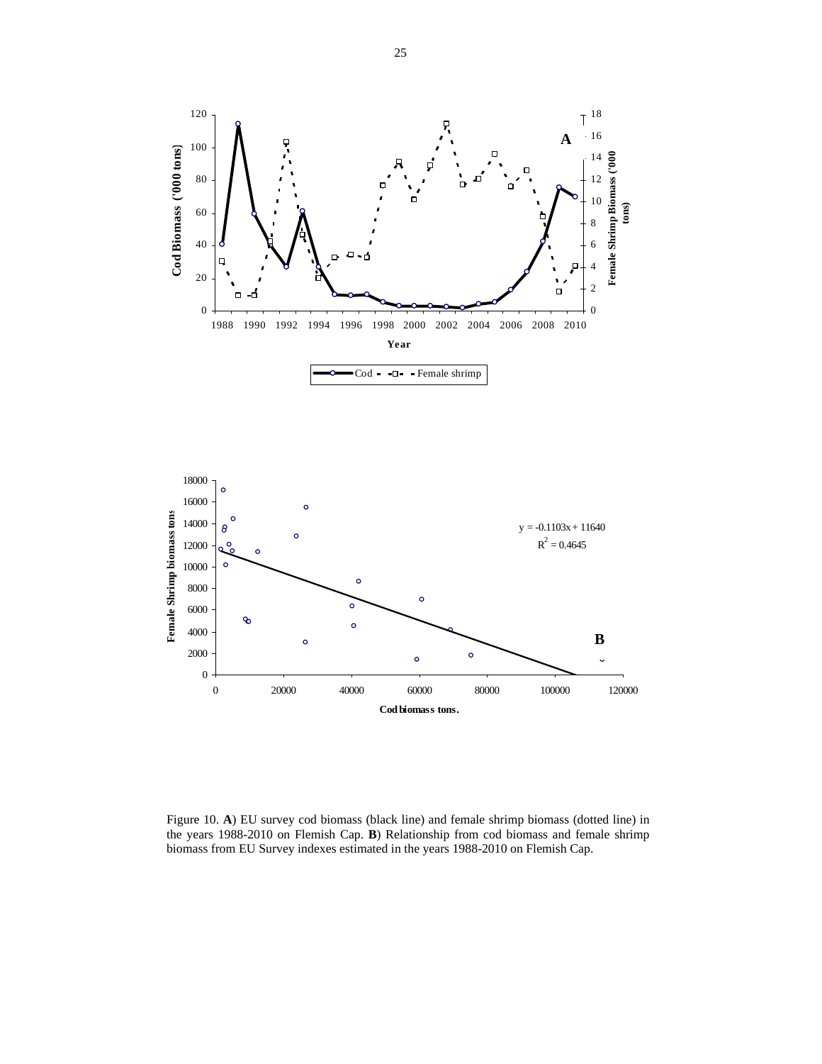Figure 10. **A**) EU survey cod biomass (black line) and female shrimp biomass (dotted line) in the years 1988-2010 on Flemish Cap. **B**) Relationship from cod biomass and female shrimp biomass from EU Survey indexes estimated in the years 1988-2010 on Flemish Cap.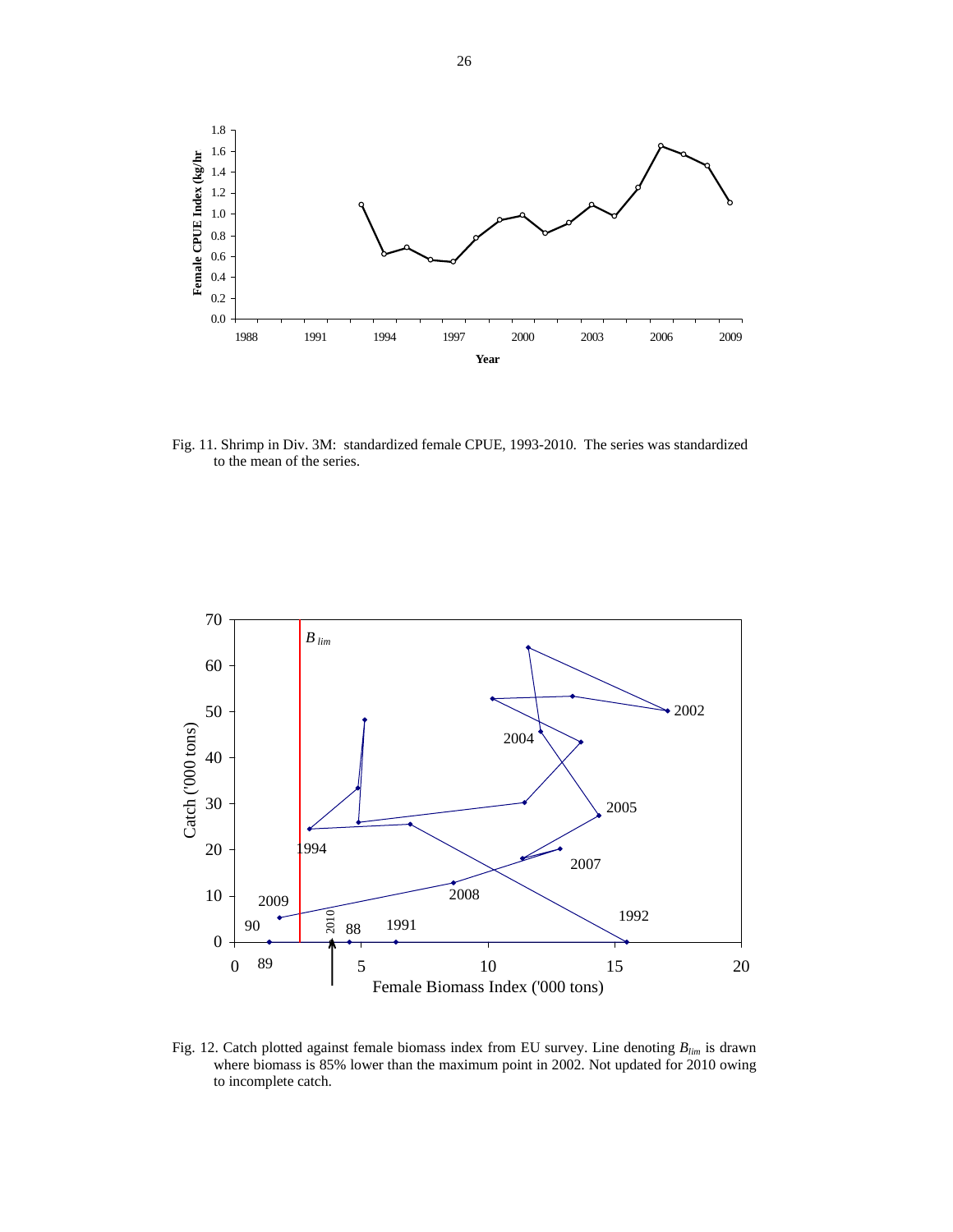1.8
1.6
1.4
1.2
1.0
0.8
0.6
0.4
0.2
0.0

Female CPUE Index (kg/hr

1988 1991 1994 1997 2000 2003 2006 2009

Year

Fig. 11. Shrimp in Div. 3M: standardized female CPUE, 1993-2010. The series was standardized to the mean of the series.

70
60
50
40
30
20
10
0

Catch ('000 tons)

$B_{lim}$

2002
2004
2005
1994
2007
2008
2009
1992
90
2010
88
1991
89

0 5 10 15 20

Female Biomass Index ('000 tons)

Fig. 12. Catch plotted against female biomass index from EU survey. Line denoting $B_{lim}$ is drawn where biomass is 85% lower than the maximum point in 2002. Not updated for 2010 owing to incomplete catch.